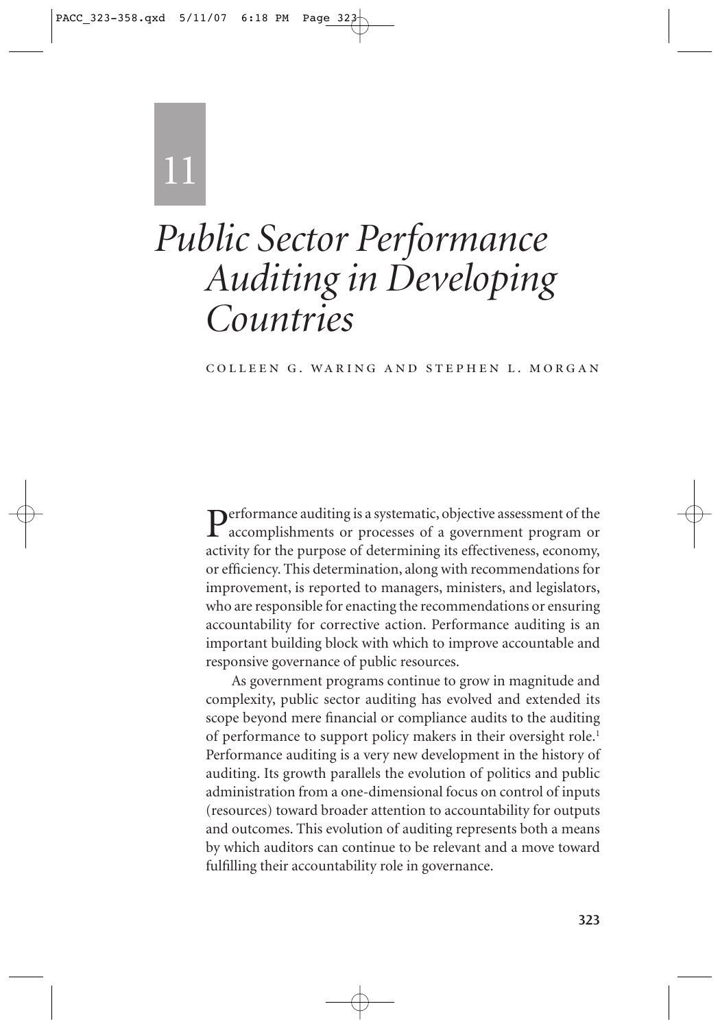# 11

# Public Sector Performance Auditing in Developing Countries

COLLEEN G. WARING AND STEPHEN L. MORGAN

Performance auditing is a systematic, objective assessment of the accomplishments or processes of a government program or activity for the purpose of determining its effectiveness, economy, or efficiency. This determination, along with recommendations for improvement, is reported to managers, ministers, and legislators, who are responsible for enacting the recommendations or ensuring accountability for corrective action. Performance auditing is an important building block with which to improve accountable and responsive governance of public resources.

As government programs continue to grow in magnitude and complexity, public sector auditing has evolved and extended its scope beyond mere financial or compliance audits to the auditing of performance to support policy makers in their oversight role.[1] Performance auditing is a very new development in the history of auditing. Its growth parallels the evolution of politics and public administration from a one-dimensional focus on control of inputs (resources) toward broader attention to accountability for outputs and outcomes. This evolution of auditing represents both a means by which auditors can continue to be relevant and a move toward fulfilling their accountability role in governance.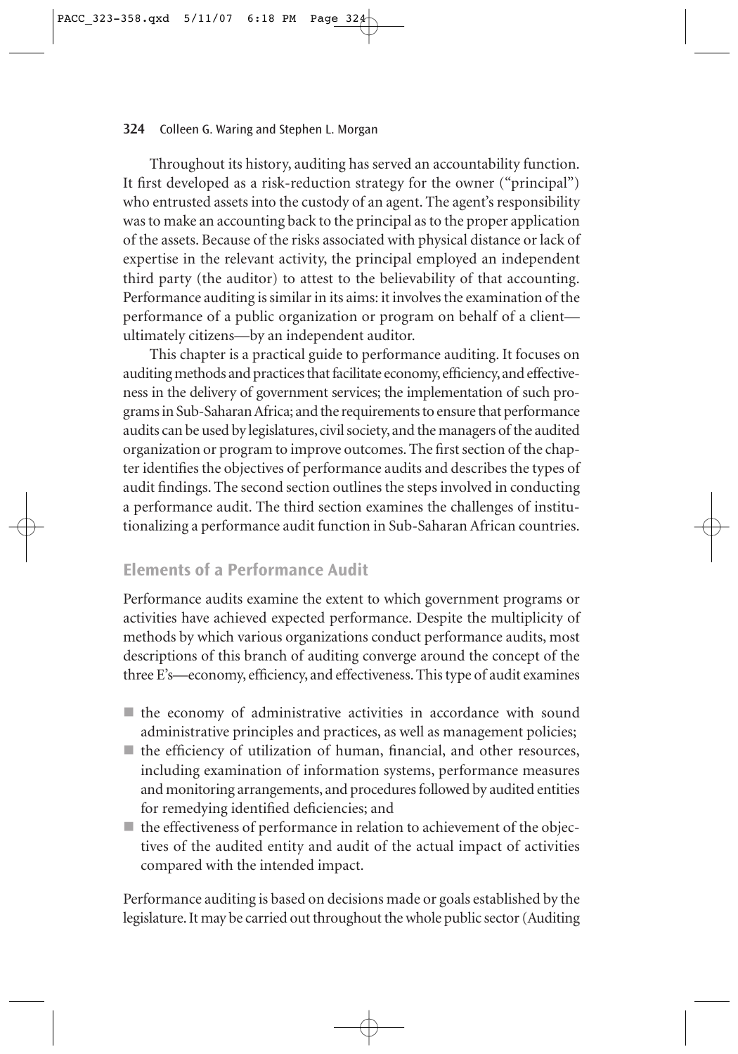Throughout its history, auditing has served an accountability function. It first developed as a risk-reduction strategy for the owner ("principal") who entrusted assets into the custody of an agent. The agent's responsibility was to make an accounting back to the principal as to the proper application of the assets. Because of the risks associated with physical distance or lack of expertise in the relevant activity, the principal employed an independent third party (the auditor) to attest to the believability of that accounting. Performance auditing is similar in its aims: it involves the examination of the performance of a public organization or program on behalf of a client—ultimately citizens—by an independent auditor.

This chapter is a practical guide to performance auditing. It focuses on auditing methods and practices that facilitate economy, efficiency, and effectiveness in the delivery of government services; the implementation of such programs in Sub-Saharan Africa; and the requirements to ensure that performance audits can be used by legislatures, civil society, and the managers of the audited organization or program to improve outcomes. The first section of the chapter identifies the objectives of performance audits and describes the types of audit findings. The second section outlines the steps involved in conducting a performance audit. The third section examines the challenges of institutionalizing a performance audit function in Sub-Saharan African countries.

## Elements of a Performance Audit

Performance audits examine the extent to which government programs or activities have achieved expected performance. Despite the multiplicity of methods by which various organizations conduct performance audits, most descriptions of this branch of auditing converge around the concept of the three E's—economy, efficiency, and effectiveness. This type of audit examines

- the economy of administrative activities in accordance with sound administrative principles and practices, as well as management policies;
- the efficiency of utilization of human, financial, and other resources, including examination of information systems, performance measures and monitoring arrangements, and procedures followed by audited entities for remedying identified deficiencies; and
- the effectiveness of performance in relation to achievement of the objectives of the audited entity and audit of the actual impact of activities compared with the intended impact.

Performance auditing is based on decisions made or goals established by the legislature. It may be carried out throughout the whole public sector (Auditing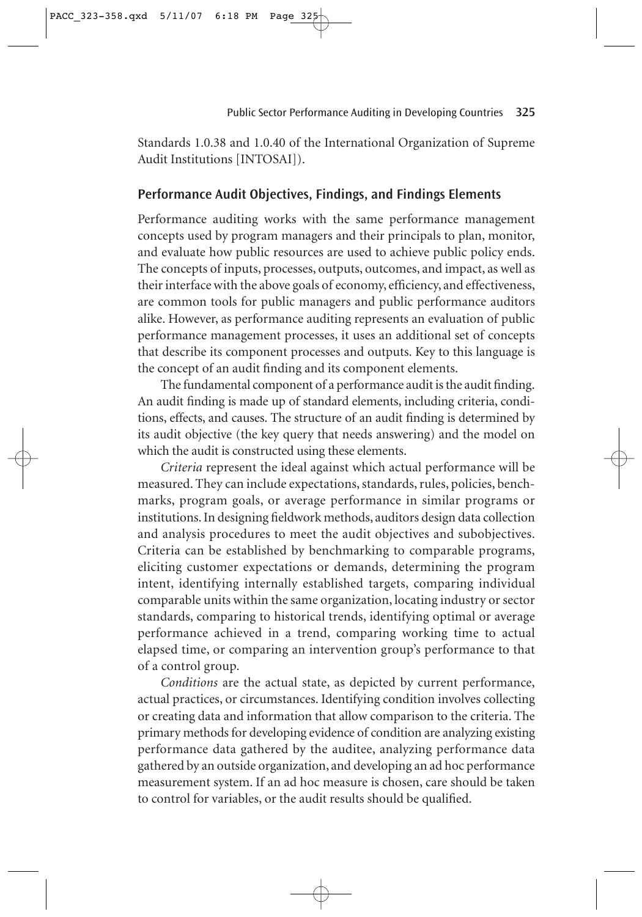Standards 1.0.38 and 1.0.40 of the International Organization of Supreme Audit Institutions [INTOSAI]).

## Performance Audit Objectives, Findings, and Findings Elements

Performance auditing works with the same performance management concepts used by program managers and their principals to plan, monitor, and evaluate how public resources are used to achieve public policy ends. The concepts of inputs, processes, outputs, outcomes, and impact, as well as their interface with the above goals of economy, efficiency, and effectiveness, are common tools for public managers and public performance auditors alike. However, as performance auditing represents an evaluation of public performance management processes, it uses an additional set of concepts that describe its component processes and outputs. Key to this language is the concept of an audit finding and its component elements.

The fundamental component of a performance audit is the audit finding. An audit finding is made up of standard elements, including criteria, conditions, effects, and causes. The structure of an audit finding is determined by its audit objective (the key query that needs answering) and the model on which the audit is constructed using these elements.

*Criteria* represent the ideal against which actual performance will be measured. They can include expectations, standards, rules, policies, benchmarks, program goals, or average performance in similar programs or institutions. In designing fieldwork methods, auditors design data collection and analysis procedures to meet the audit objectives and subobjectives. Criteria can be established by benchmarking to comparable programs, eliciting customer expectations or demands, determining the program intent, identifying internally established targets, comparing individual comparable units within the same organization, locating industry or sector standards, comparing to historical trends, identifying optimal or average performance achieved in a trend, comparing working time to actual elapsed time, or comparing an intervention group's performance to that of a control group.

*Conditions* are the actual state, as depicted by current performance, actual practices, or circumstances. Identifying condition involves collecting or creating data and information that allow comparison to the criteria. The primary methods for developing evidence of condition are analyzing existing performance data gathered by the auditee, analyzing performance data gathered by an outside organization, and developing an ad hoc performance measurement system. If an ad hoc measure is chosen, care should be taken to control for variables, or the audit results should be qualified.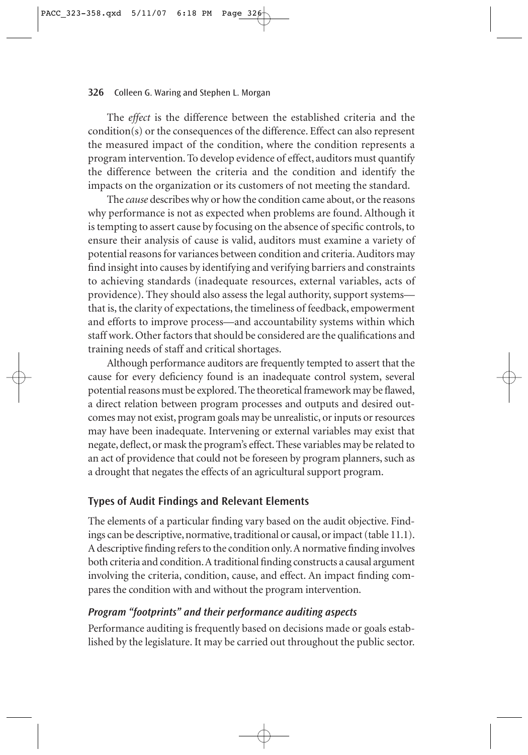The *effect* is the difference between the established criteria and the condition(s) or the consequences of the difference. Effect can also represent the measured impact of the condition, where the condition represents a program intervention. To develop evidence of effect, auditors must quantify the difference between the criteria and the condition and identify the impacts on the organization or its customers of not meeting the standard.

The *cause* describes why or how the condition came about, or the reasons why performance is not as expected when problems are found. Although it is tempting to assert cause by focusing on the absence of specific controls, to ensure their analysis of cause is valid, auditors must examine a variety of potential reasons for variances between condition and criteria. Auditors may find insight into causes by identifying and verifying barriers and constraints to achieving standards (inadequate resources, external variables, acts of providence). They should also assess the legal authority, support systems—that is, the clarity of expectations, the timeliness of feedback, empowerment and efforts to improve process—and accountability systems within which staff work. Other factors that should be considered are the qualifications and training needs of staff and critical shortages.

Although performance auditors are frequently tempted to assert that the cause for every deficiency found is an inadequate control system, several potential reasons must be explored. The theoretical framework may be flawed, a direct relation between program processes and outputs and desired outcomes may not exist, program goals may be unrealistic, or inputs or resources may have been inadequate. Intervening or external variables may exist that negate, deflect, or mask the program's effect. These variables may be related to an act of providence that could not be foreseen by program planners, such as a drought that negates the effects of an agricultural support program.

## Types of Audit Findings and Relevant Elements

The elements of a particular finding vary based on the audit objective. Findings can be descriptive, normative, traditional or causal, or impact (table 11.1). A descriptive finding refers to the condition only. A normative finding involves both criteria and condition. A traditional finding constructs a causal argument involving the criteria, condition, cause, and effect. An impact finding compares the condition with and without the program intervention.

### *Program "footprints" and their performance auditing aspects*

Performance auditing is frequently based on decisions made or goals established by the legislature. It may be carried out throughout the public sector.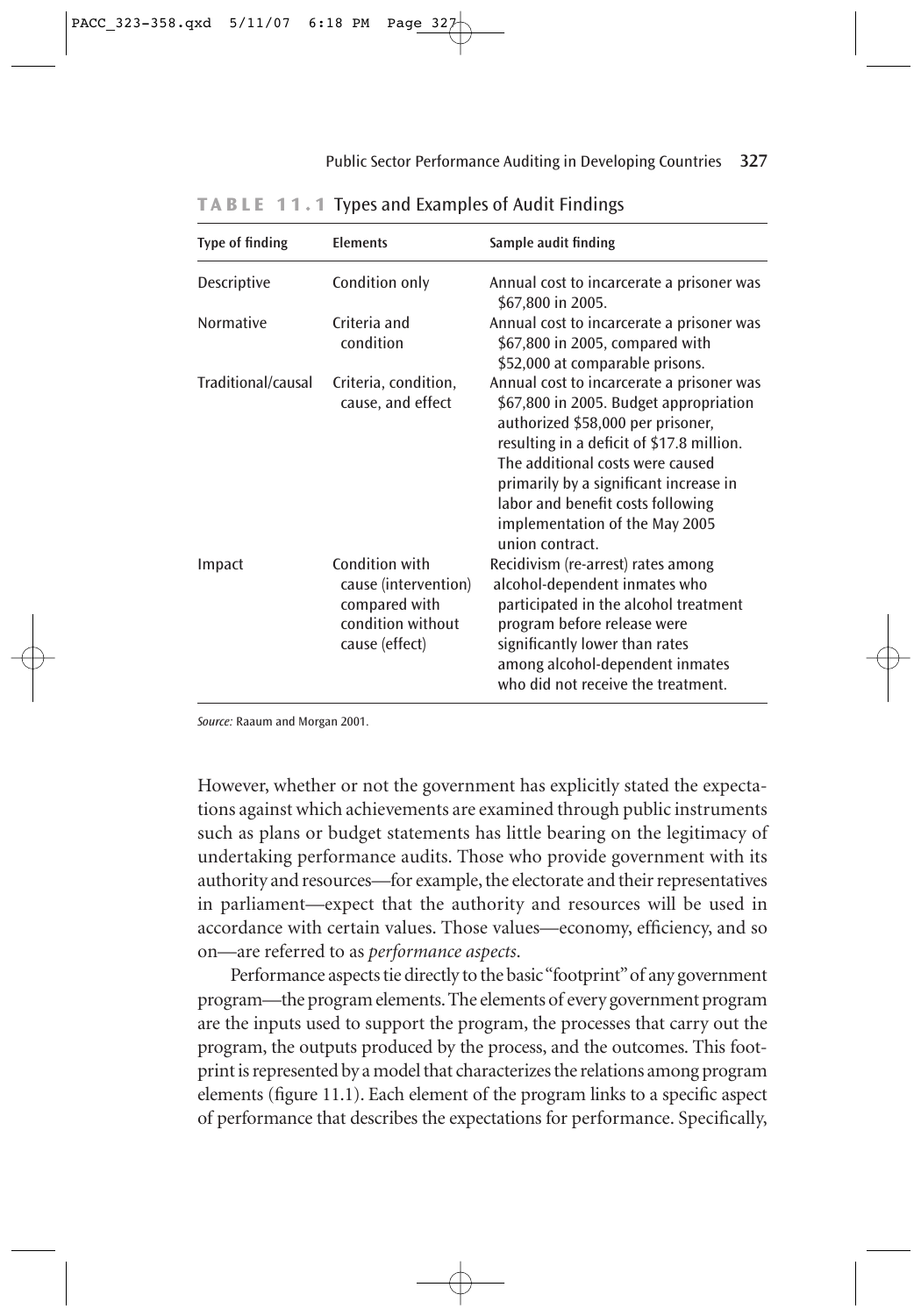**TABLE 11.1** Types and Examples of Audit Findings

| Type of finding | Elements | Sample audit finding |
|---|---|---|
| Descriptive | Condition only | Annual cost to incarcerate a prisoner was \$67,800 in 2005. |
| Normative | Criteria and condition | Annual cost to incarcerate a prisoner was \$67,800 in 2005, compared with \$52,000 at comparable prisons. |
| Traditional/causal | Criteria, condition, cause, and effect | Annual cost to incarcerate a prisoner was \$67,800 in 2005. Budget appropriation authorized \$58,000 per prisoner, resulting in a deficit of \$17.8 million. The additional costs were caused primarily by a significant increase in labor and benefit costs following implementation of the May 2005 union contract. |
| Impact | Condition with cause (intervention) compared with condition without cause (effect) | Recidivism (re-arrest) rates among alcohol-dependent inmates who participated in the alcohol treatment program before release were significantly lower than rates among alcohol-dependent inmates who did not receive the treatment. |

*Source:* Raaum and Morgan 2001.

However, whether or not the government has explicitly stated the expectations against which achievements are examined through public instruments such as plans or budget statements has little bearing on the legitimacy of undertaking performance audits. Those who provide government with its authority and resources—for example, the electorate and their representatives in parliament—expect that the authority and resources will be used in accordance with certain values. Those values—economy, efficiency, and so on—are referred to as *performance aspects*.

Performance aspects tie directly to the basic "footprint" of any government program—the program elements. The elements of every government program are the inputs used to support the program, the processes that carry out the program, the outputs produced by the process, and the outcomes. This footprint is represented by a model that characterizes the relations among program elements (figure 11.1). Each element of the program links to a specific aspect of performance that describes the expectations for performance. Specifically,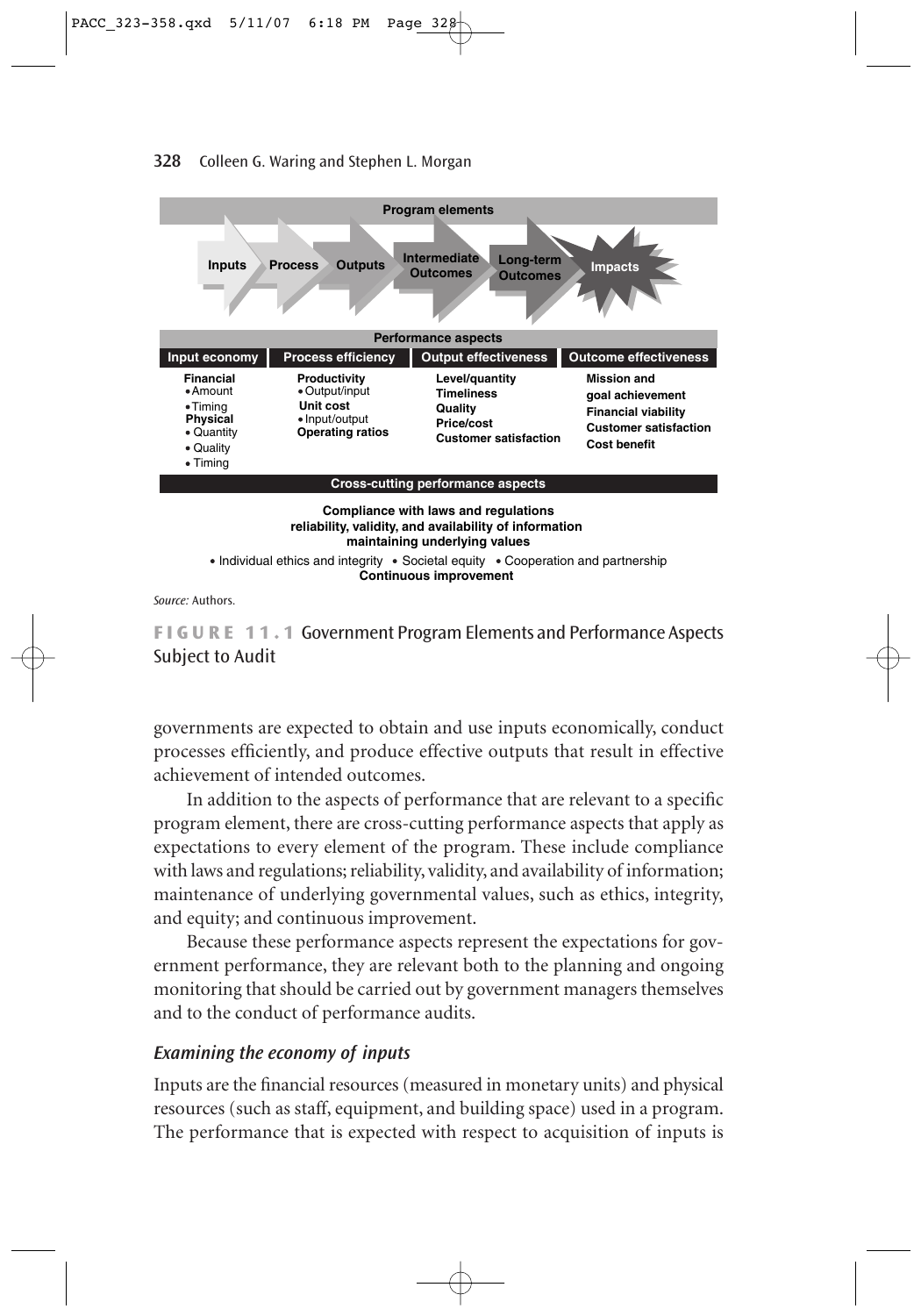**Program elements**

Inputs → Process → Outputs → Intermediate Outcomes → Long-term Outcomes → Impacts

**Performance aspects**

| Input economy | Process efficiency | Output effectiveness | Outcome effectiveness |
| --- | --- | --- | --- |
| **Financial**<br>• Amount<br>• Timing<br>**Physical**<br>• Quantity<br>• Quality<br>• Timing | **Productivity**<br>• Output/input<br>**Unit cost**<br>• Input/output<br>**Operating ratios** | **Level/quantity**<br>**Timeliness**<br>**Quality**<br>**Price/cost**<br>**Customer satisfaction** | **Mission and goal achievement**<br>**Financial viability**<br>**Customer satisfaction**<br>**Cost benefit** |

**Cross-cutting performance aspects**

**Compliance with laws and regulations**
**reliability, validity, and availability of information**
**maintaining underlying values**
• Individual ethics and integrity • Societal equity • Cooperation and partnership
**Continuous improvement**

*Source:* Authors.

**FIGURE 11.1** Government Program Elements and Performance Aspects Subject to Audit

governments are expected to obtain and use inputs economically, conduct processes efficiently, and produce effective outputs that result in effective achievement of intended outcomes.

In addition to the aspects of performance that are relevant to a specific program element, there are cross-cutting performance aspects that apply as expectations to every element of the program. These include compliance with laws and regulations; reliability, validity, and availability of information; maintenance of underlying governmental values, such as ethics, integrity, and equity; and continuous improvement.

Because these performance aspects represent the expectations for government performance, they are relevant both to the planning and ongoing monitoring that should be carried out by government managers themselves and to the conduct of performance audits.

### *Examining the economy of inputs*

Inputs are the financial resources (measured in monetary units) and physical resources (such as staff, equipment, and building space) used in a program. The performance that is expected with respect to acquisition of inputs is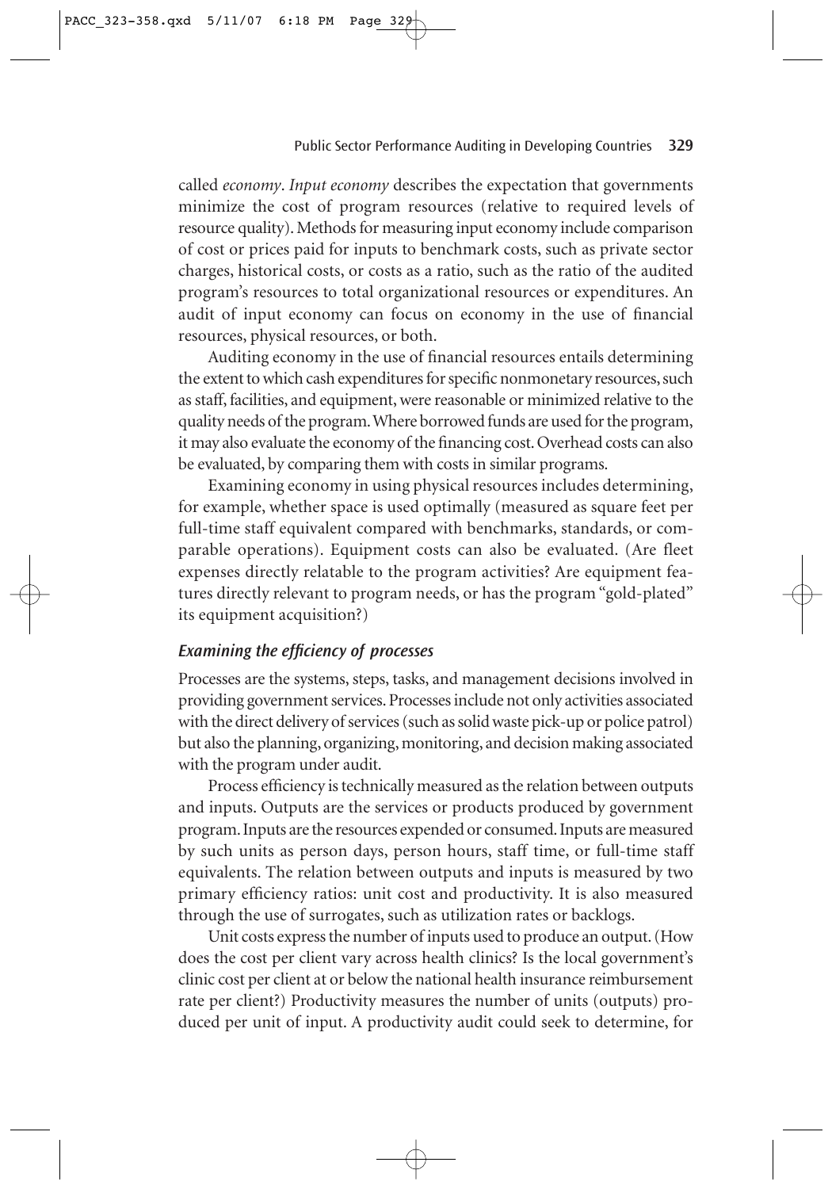called *economy*. *Input economy* describes the expectation that governments minimize the cost of program resources (relative to required levels of resource quality). Methods for measuring input economy include comparison of cost or prices paid for inputs to benchmark costs, such as private sector charges, historical costs, or costs as a ratio, such as the ratio of the audited program's resources to total organizational resources or expenditures. An audit of input economy can focus on economy in the use of financial resources, physical resources, or both.

Auditing economy in the use of financial resources entails determining the extent to which cash expenditures for specific nonmonetary resources, such as staff, facilities, and equipment, were reasonable or minimized relative to the quality needs of the program. Where borrowed funds are used for the program, it may also evaluate the economy of the financing cost. Overhead costs can also be evaluated, by comparing them with costs in similar programs.

Examining economy in using physical resources includes determining, for example, whether space is used optimally (measured as square feet per full-time staff equivalent compared with benchmarks, standards, or comparable operations). Equipment costs can also be evaluated. (Are fleet expenses directly relatable to the program activities? Are equipment features directly relevant to program needs, or has the program "gold-plated" its equipment acquisition?)

### *Examining the efficiency of processes*

Processes are the systems, steps, tasks, and management decisions involved in providing government services. Processes include not only activities associated with the direct delivery of services (such as solid waste pick-up or police patrol) but also the planning, organizing, monitoring, and decision making associated with the program under audit.

Process efficiency is technically measured as the relation between outputs and inputs. Outputs are the services or products produced by government program. Inputs are the resources expended or consumed. Inputs are measured by such units as person days, person hours, staff time, or full-time staff equivalents. The relation between outputs and inputs is measured by two primary efficiency ratios: unit cost and productivity. It is also measured through the use of surrogates, such as utilization rates or backlogs.

Unit costs express the number of inputs used to produce an output. (How does the cost per client vary across health clinics? Is the local government's clinic cost per client at or below the national health insurance reimbursement rate per client?) Productivity measures the number of units (outputs) produced per unit of input. A productivity audit could seek to determine, for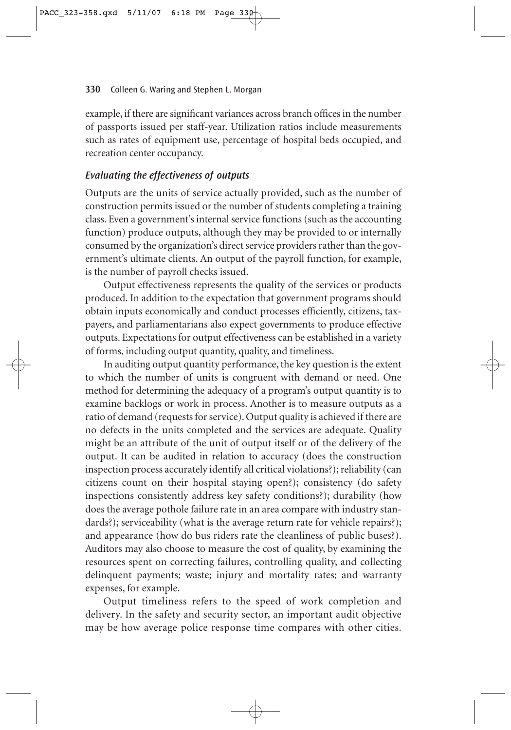example, if there are significant variances across branch offices in the number of passports issued per staff-year. Utilization ratios include measurements such as rates of equipment use, percentage of hospital beds occupied, and recreation center occupancy.

### *Evaluating the effectiveness of outputs*

Outputs are the units of service actually provided, such as the number of construction permits issued or the number of students completing a training class. Even a government's internal service functions (such as the accounting function) produce outputs, although they may be provided to or internally consumed by the organization's direct service providers rather than the government's ultimate clients. An output of the payroll function, for example, is the number of payroll checks issued.

Output effectiveness represents the quality of the services or products produced. In addition to the expectation that government programs should obtain inputs economically and conduct processes efficiently, citizens, taxpayers, and parliamentarians also expect governments to produce effective outputs. Expectations for output effectiveness can be established in a variety of forms, including output quantity, quality, and timeliness.

In auditing output quantity performance, the key question is the extent to which the number of units is congruent with demand or need. One method for determining the adequacy of a program's output quantity is to examine backlogs or work in process. Another is to measure outputs as a ratio of demand (requests for service). Output quality is achieved if there are no defects in the units completed and the services are adequate. Quality might be an attribute of the unit of output itself or of the delivery of the output. It can be audited in relation to accuracy (does the construction inspection process accurately identify all critical violations?); reliability (can citizens count on their hospital staying open?); consistency (do safety inspections consistently address key safety conditions?); durability (how does the average pothole failure rate in an area compare with industry standards?); serviceability (what is the average return rate for vehicle repairs?); and appearance (how do bus riders rate the cleanliness of public buses?). Auditors may also choose to measure the cost of quality, by examining the resources spent on correcting failures, controlling quality, and collecting delinquent payments; waste; injury and mortality rates; and warranty expenses, for example.

Output timeliness refers to the speed of work completion and delivery. In the safety and security sector, an important audit objective may be how average police response time compares with other cities.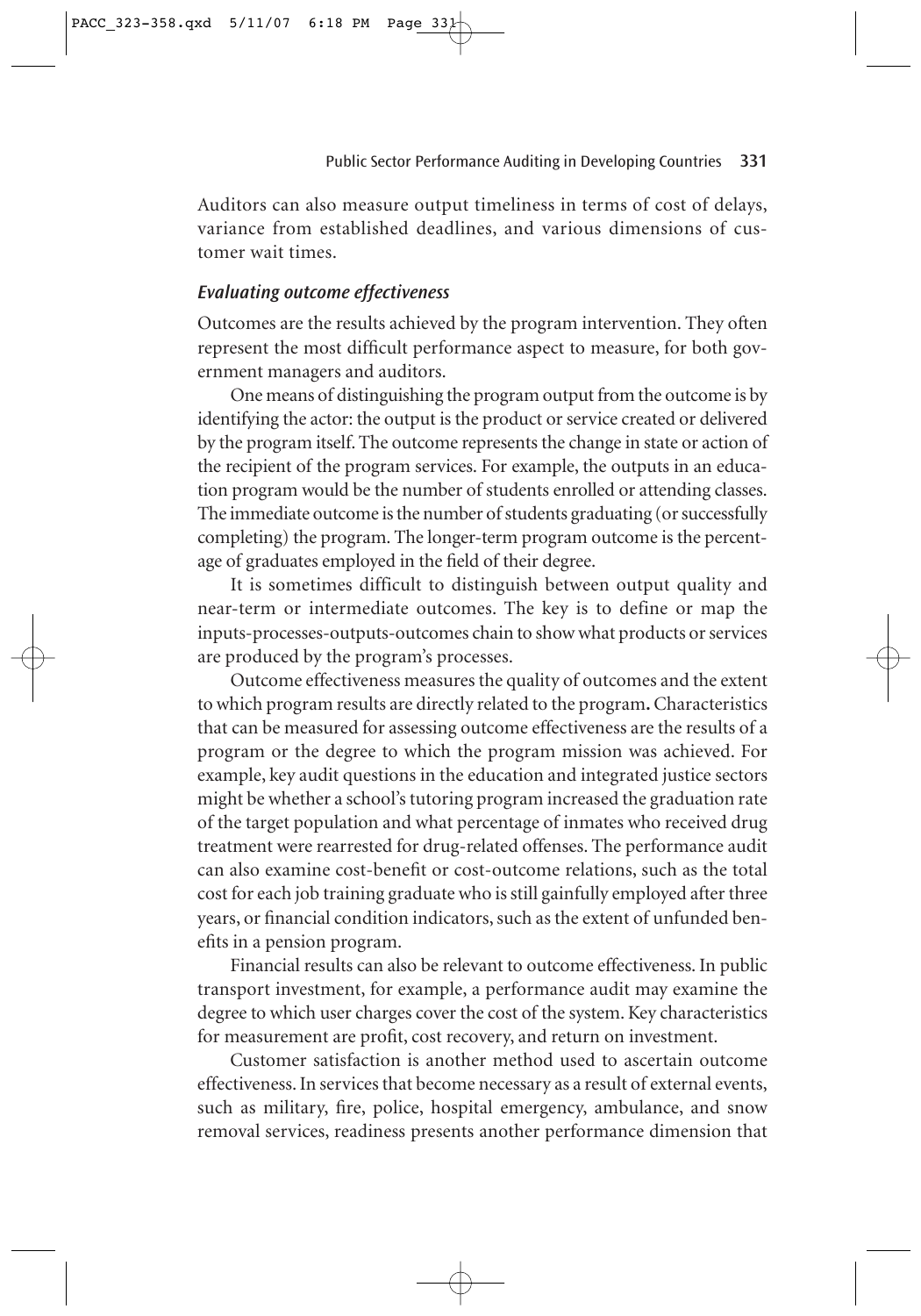Auditors can also measure output timeliness in terms of cost of delays, variance from established deadlines, and various dimensions of customer wait times.

### *Evaluating outcome effectiveness*

Outcomes are the results achieved by the program intervention. They often represent the most difficult performance aspect to measure, for both government managers and auditors.

One means of distinguishing the program output from the outcome is by identifying the actor: the output is the product or service created or delivered by the program itself. The outcome represents the change in state or action of the recipient of the program services. For example, the outputs in an education program would be the number of students enrolled or attending classes. The immediate outcome is the number of students graduating (or successfully completing) the program. The longer-term program outcome is the percentage of graduates employed in the field of their degree.

It is sometimes difficult to distinguish between output quality and near-term or intermediate outcomes. The key is to define or map the inputs-processes-outputs-outcomes chain to show what products or services are produced by the program's processes.

Outcome effectiveness measures the quality of outcomes and the extent to which program results are directly related to the program**.** Characteristics that can be measured for assessing outcome effectiveness are the results of a program or the degree to which the program mission was achieved. For example, key audit questions in the education and integrated justice sectors might be whether a school's tutoring program increased the graduation rate of the target population and what percentage of inmates who received drug treatment were rearrested for drug-related offenses. The performance audit can also examine cost-benefit or cost-outcome relations, such as the total cost for each job training graduate who is still gainfully employed after three years, or financial condition indicators, such as the extent of unfunded benefits in a pension program.

Financial results can also be relevant to outcome effectiveness. In public transport investment, for example, a performance audit may examine the degree to which user charges cover the cost of the system. Key characteristics for measurement are profit, cost recovery, and return on investment.

Customer satisfaction is another method used to ascertain outcome effectiveness. In services that become necessary as a result of external events, such as military, fire, police, hospital emergency, ambulance, and snow removal services, readiness presents another performance dimension that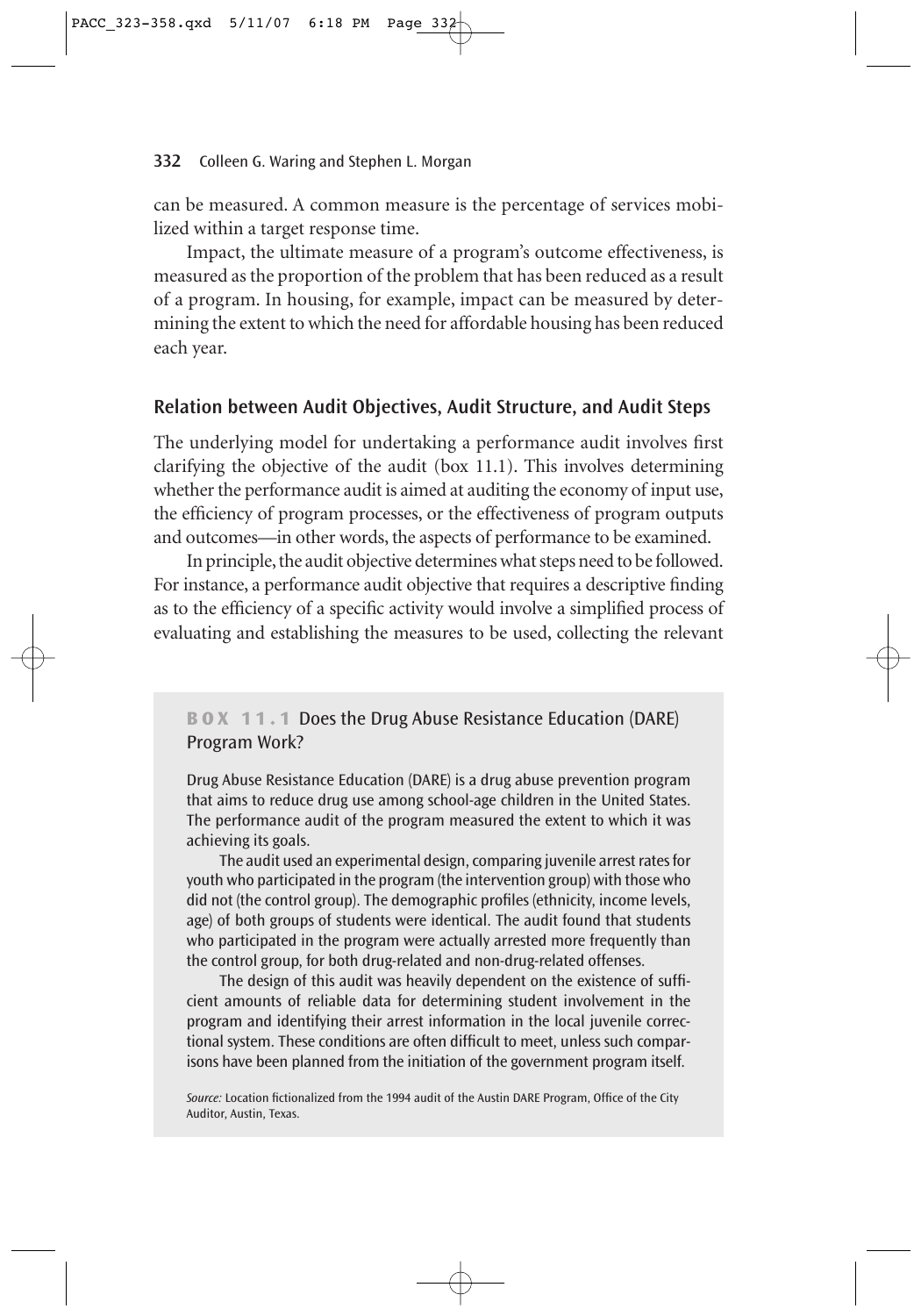can be measured. A common measure is the percentage of services mobilized within a target response time.

Impact, the ultimate measure of a program's outcome effectiveness, is measured as the proportion of the problem that has been reduced as a result of a program. In housing, for example, impact can be measured by determining the extent to which the need for affordable housing has been reduced each year.

## Relation between Audit Objectives, Audit Structure, and Audit Steps

The underlying model for undertaking a performance audit involves first clarifying the objective of the audit (box 11.1). This involves determining whether the performance audit is aimed at auditing the economy of input use, the efficiency of program processes, or the effectiveness of program outputs and outcomes—in other words, the aspects of performance to be examined.

In principle, the audit objective determines what steps need to be followed. For instance, a performance audit objective that requires a descriptive finding as to the efficiency of a specific activity would involve a simplified process of evaluating and establishing the measures to be used, collecting the relevant

### BOX 11.1 Does the Drug Abuse Resistance Education (DARE) Program Work?

Drug Abuse Resistance Education (DARE) is a drug abuse prevention program that aims to reduce drug use among school-age children in the United States. The performance audit of the program measured the extent to which it was achieving its goals.

The audit used an experimental design, comparing juvenile arrest rates for youth who participated in the program (the intervention group) with those who did not (the control group). The demographic profiles (ethnicity, income levels, age) of both groups of students were identical. The audit found that students who participated in the program were actually arrested more frequently than the control group, for both drug-related and non-drug-related offenses.

The design of this audit was heavily dependent on the existence of sufficient amounts of reliable data for determining student involvement in the program and identifying their arrest information in the local juvenile correctional system. These conditions are often difficult to meet, unless such comparisons have been planned from the initiation of the government program itself.

*Source:* Location fictionalized from the 1994 audit of the Austin DARE Program, Office of the City Auditor, Austin, Texas.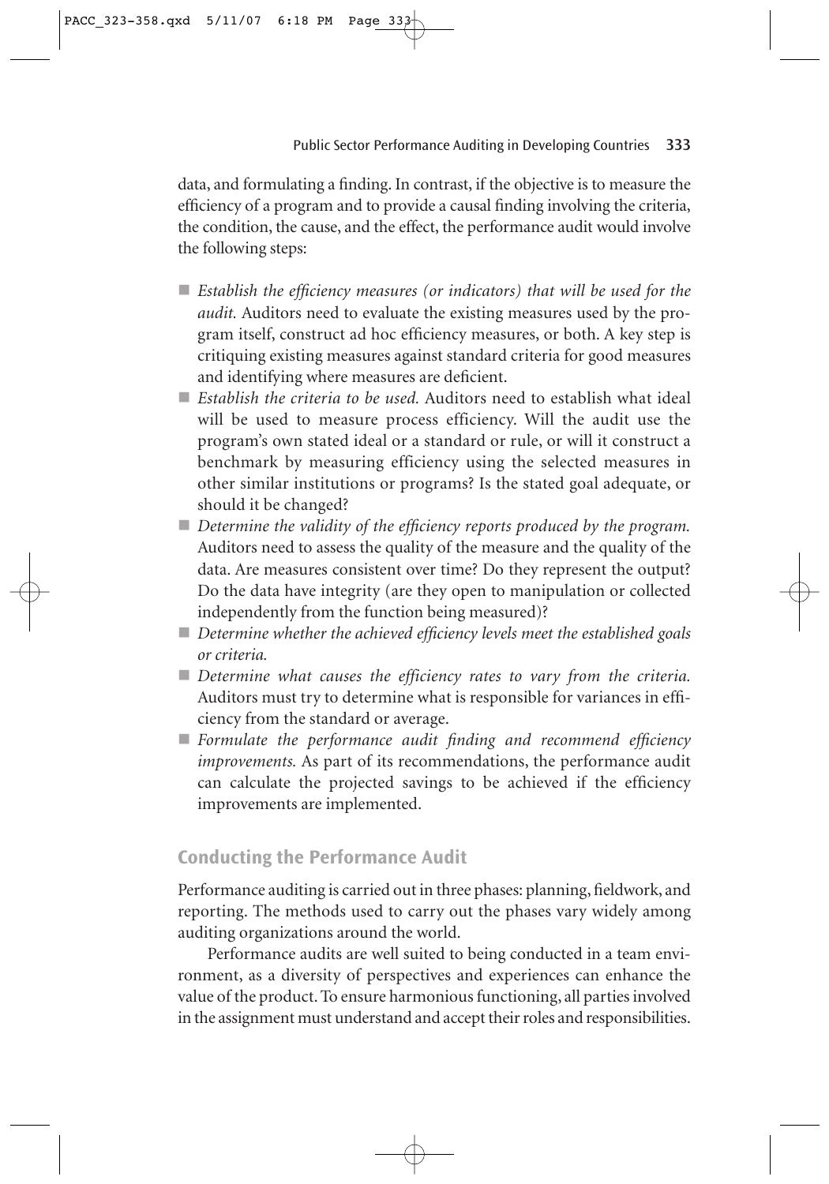data, and formulating a finding. In contrast, if the objective is to measure the efficiency of a program and to provide a causal finding involving the criteria, the condition, the cause, and the effect, the performance audit would involve the following steps:

- *Establish the efficiency measures (or indicators) that will be used for the audit.* Auditors need to evaluate the existing measures used by the program itself, construct ad hoc efficiency measures, or both. A key step is critiquing existing measures against standard criteria for good measures and identifying where measures are deficient.
- *Establish the criteria to be used.* Auditors need to establish what ideal will be used to measure process efficiency. Will the audit use the program's own stated ideal or a standard or rule, or will it construct a benchmark by measuring efficiency using the selected measures in other similar institutions or programs? Is the stated goal adequate, or should it be changed?
- *Determine the validity of the efficiency reports produced by the program.* Auditors need to assess the quality of the measure and the quality of the data. Are measures consistent over time? Do they represent the output? Do the data have integrity (are they open to manipulation or collected independently from the function being measured)?
- *Determine whether the achieved efficiency levels meet the established goals or criteria.*
- *Determine what causes the efficiency rates to vary from the criteria.* Auditors must try to determine what is responsible for variances in efficiency from the standard or average.
- *Formulate the performance audit finding and recommend efficiency improvements.* As part of its recommendations, the performance audit can calculate the projected savings to be achieved if the efficiency improvements are implemented.

## Conducting the Performance Audit

Performance auditing is carried out in three phases: planning, fieldwork, and reporting. The methods used to carry out the phases vary widely among auditing organizations around the world.

Performance audits are well suited to being conducted in a team environment, as a diversity of perspectives and experiences can enhance the value of the product. To ensure harmonious functioning, all parties involved in the assignment must understand and accept their roles and responsibilities.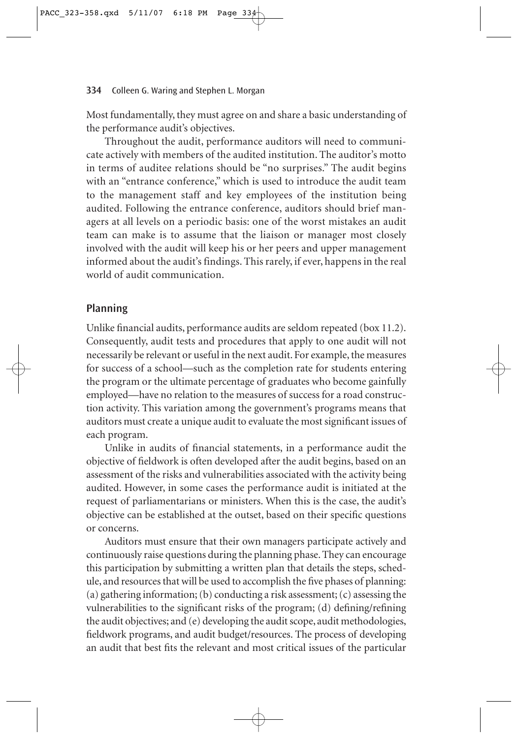Most fundamentally, they must agree on and share a basic understanding of the performance audit's objectives.

Throughout the audit, performance auditors will need to communicate actively with members of the audited institution. The auditor's motto in terms of auditee relations should be "no surprises." The audit begins with an "entrance conference," which is used to introduce the audit team to the management staff and key employees of the institution being audited. Following the entrance conference, auditors should brief managers at all levels on a periodic basis: one of the worst mistakes an audit team can make is to assume that the liaison or manager most closely involved with the audit will keep his or her peers and upper management informed about the audit's findings. This rarely, if ever, happens in the real world of audit communication.

## Planning

Unlike financial audits, performance audits are seldom repeated (box 11.2). Consequently, audit tests and procedures that apply to one audit will not necessarily be relevant or useful in the next audit. For example, the measures for success of a school—such as the completion rate for students entering the program or the ultimate percentage of graduates who become gainfully employed—have no relation to the measures of success for a road construction activity. This variation among the government's programs means that auditors must create a unique audit to evaluate the most significant issues of each program.

Unlike in audits of financial statements, in a performance audit the objective of fieldwork is often developed after the audit begins, based on an assessment of the risks and vulnerabilities associated with the activity being audited. However, in some cases the performance audit is initiated at the request of parliamentarians or ministers. When this is the case, the audit's objective can be established at the outset, based on their specific questions or concerns.

Auditors must ensure that their own managers participate actively and continuously raise questions during the planning phase. They can encourage this participation by submitting a written plan that details the steps, schedule, and resources that will be used to accomplish the five phases of planning: (a) gathering information; (b) conducting a risk assessment; (c) assessing the vulnerabilities to the significant risks of the program; (d) defining/refining the audit objectives; and (e) developing the audit scope, audit methodologies, fieldwork programs, and audit budget/resources. The process of developing an audit that best fits the relevant and most critical issues of the particular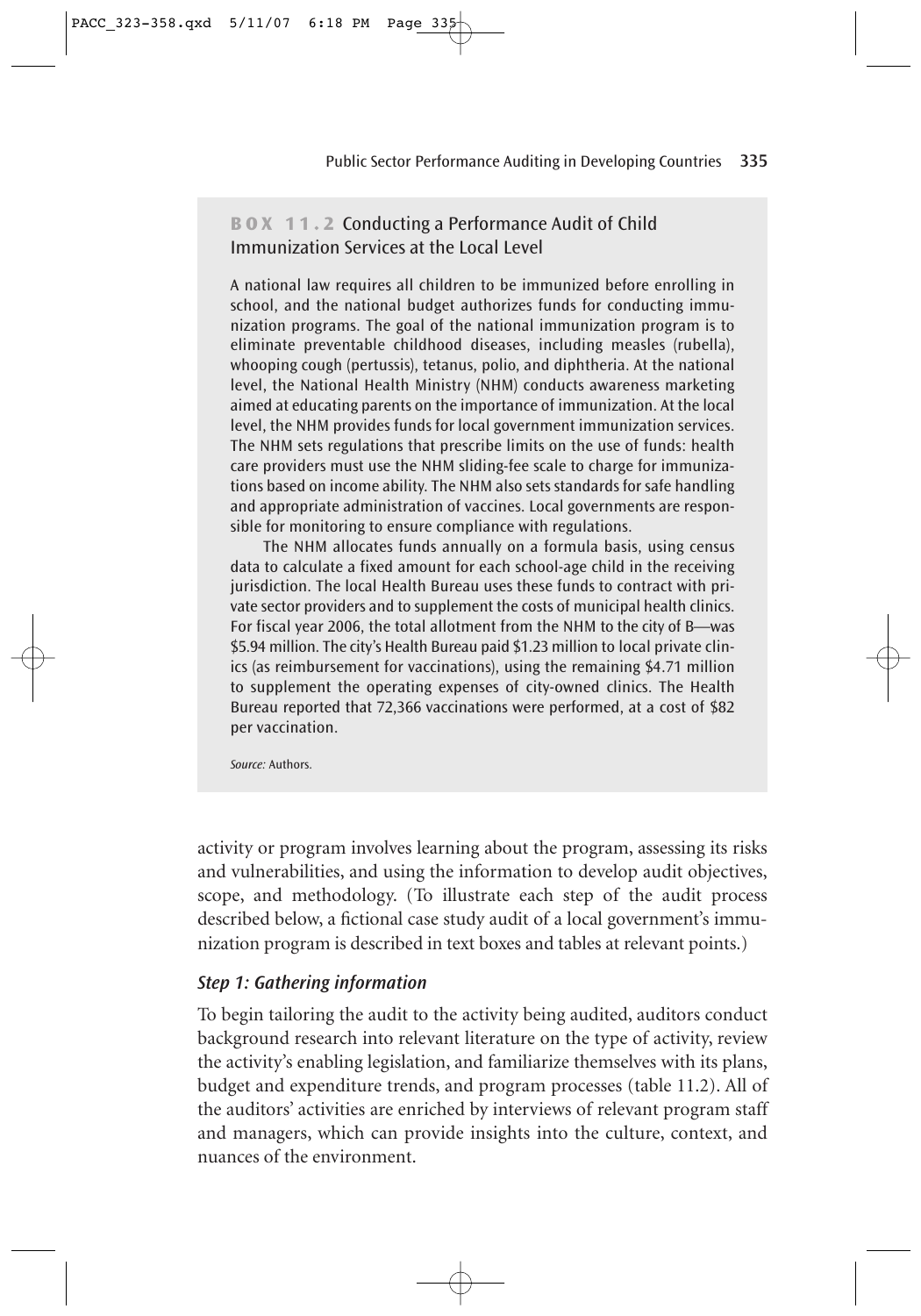**BOX 11.2** Conducting a Performance Audit of Child Immunization Services at the Local Level

A national law requires all children to be immunized before enrolling in school, and the national budget authorizes funds for conducting immunization programs. The goal of the national immunization program is to eliminate preventable childhood diseases, including measles (rubella), whooping cough (pertussis), tetanus, polio, and diphtheria. At the national level, the National Health Ministry (NHM) conducts awareness marketing aimed at educating parents on the importance of immunization. At the local level, the NHM provides funds for local government immunization services. The NHM sets regulations that prescribe limits on the use of funds: health care providers must use the NHM sliding-fee scale to charge for immunizations based on income ability. The NHM also sets standards for safe handling and appropriate administration of vaccines. Local governments are responsible for monitoring to ensure compliance with regulations.

The NHM allocates funds annually on a formula basis, using census data to calculate a fixed amount for each school-age child in the receiving jurisdiction. The local Health Bureau uses these funds to contract with private sector providers and to supplement the costs of municipal health clinics. For fiscal year 2006, the total allotment from the NHM to the city of B—was $5.94 million. The city's Health Bureau paid $1.23 million to local private clinics (as reimbursement for vaccinations), using the remaining $4.71 million to supplement the operating expenses of city-owned clinics. The Health Bureau reported that 72,366 vaccinations were performed, at a cost of $82 per vaccination.

*Source:* Authors.

activity or program involves learning about the program, assessing its risks and vulnerabilities, and using the information to develop audit objectives, scope, and methodology. (To illustrate each step of the audit process described below, a fictional case study audit of a local government's immunization program is described in text boxes and tables at relevant points.)

### *Step 1: Gathering information*

To begin tailoring the audit to the activity being audited, auditors conduct background research into relevant literature on the type of activity, review the activity's enabling legislation, and familiarize themselves with its plans, budget and expenditure trends, and program processes (table 11.2). All of the auditors' activities are enriched by interviews of relevant program staff and managers, which can provide insights into the culture, context, and nuances of the environment.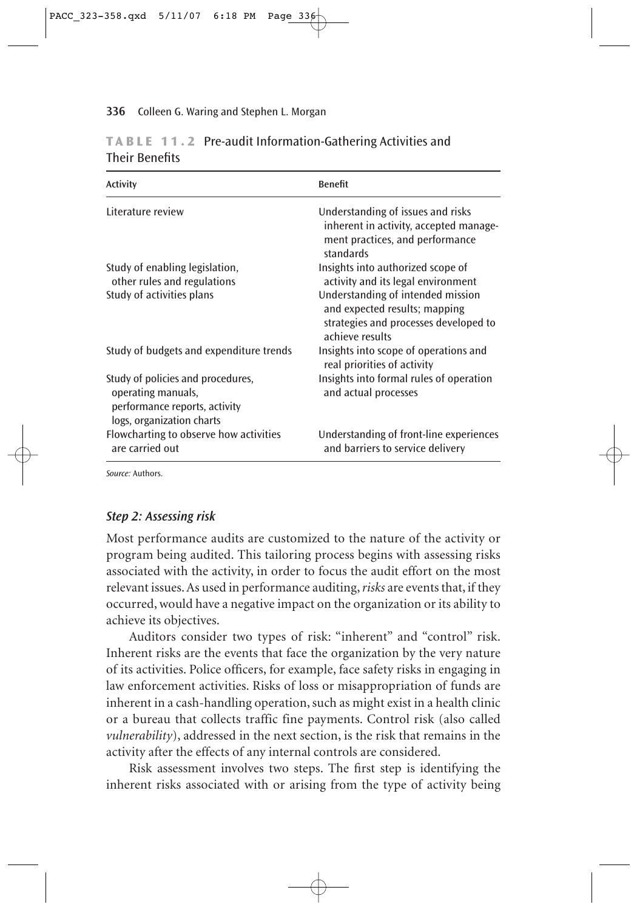**TABLE 11.2** Pre-audit Information-Gathering Activities and Their Benefits

| Activity | Benefit |
|---|---|
| Literature review | Understanding of issues and risks inherent in activity, accepted management practices, and performance standards |
| Study of enabling legislation, other rules and regulations | Insights into authorized scope of activity and its legal environment |
| Study of activities plans | Understanding of intended mission and expected results; mapping strategies and processes developed to achieve results |
| Study of budgets and expenditure trends | Insights into scope of operations and real priorities of activity |
| Study of policies and procedures, operating manuals, performance reports, activity logs, organization charts | Insights into formal rules of operation and actual processes |
| Flowcharting to observe how activities are carried out | Understanding of front-line experiences and barriers to service delivery |

*Source:* Authors.

### *Step 2: Assessing risk*

Most performance audits are customized to the nature of the activity or program being audited. This tailoring process begins with assessing risks associated with the activity, in order to focus the audit effort on the most relevant issues. As used in performance auditing, *risks* are events that, if they occurred, would have a negative impact on the organization or its ability to achieve its objectives.

Auditors consider two types of risk: "inherent" and "control" risk. Inherent risks are the events that face the organization by the very nature of its activities. Police officers, for example, face safety risks in engaging in law enforcement activities. Risks of loss or misappropriation of funds are inherent in a cash-handling operation, such as might exist in a health clinic or a bureau that collects traffic fine payments. Control risk (also called *vulnerability*), addressed in the next section, is the risk that remains in the activity after the effects of any internal controls are considered.

Risk assessment involves two steps. The first step is identifying the inherent risks associated with or arising from the type of activity being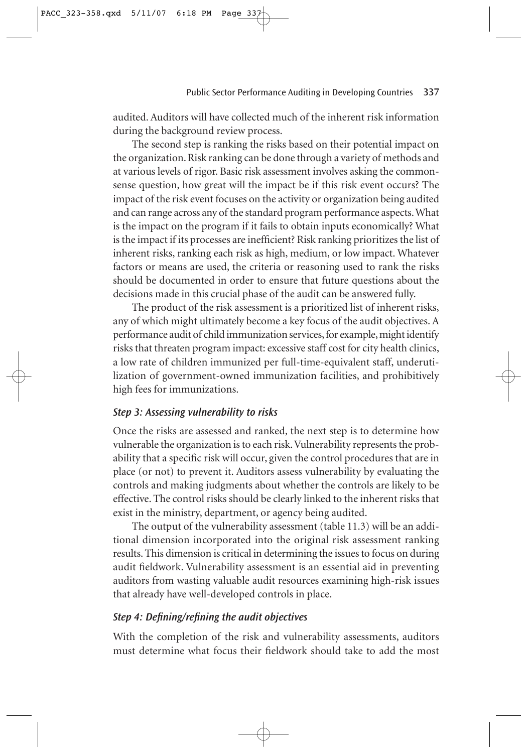audited. Auditors will have collected much of the inherent risk information during the background review process.

The second step is ranking the risks based on their potential impact on the organization. Risk ranking can be done through a variety of methods and at various levels of rigor. Basic risk assessment involves asking the commonsense question, how great will the impact be if this risk event occurs? The impact of the risk event focuses on the activity or organization being audited and can range across any of the standard program performance aspects. What is the impact on the program if it fails to obtain inputs economically? What is the impact if its processes are inefficient? Risk ranking prioritizes the list of inherent risks, ranking each risk as high, medium, or low impact. Whatever factors or means are used, the criteria or reasoning used to rank the risks should be documented in order to ensure that future questions about the decisions made in this crucial phase of the audit can be answered fully.

The product of the risk assessment is a prioritized list of inherent risks, any of which might ultimately become a key focus of the audit objectives. A performance audit of child immunization services, for example, might identify risks that threaten program impact: excessive staff cost for city health clinics, a low rate of children immunized per full-time-equivalent staff, underutilization of government-owned immunization facilities, and prohibitively high fees for immunizations.

### *Step 3: Assessing vulnerability to risks*

Once the risks are assessed and ranked, the next step is to determine how vulnerable the organization is to each risk. Vulnerability represents the probability that a specific risk will occur, given the control procedures that are in place (or not) to prevent it. Auditors assess vulnerability by evaluating the controls and making judgments about whether the controls are likely to be effective. The control risks should be clearly linked to the inherent risks that exist in the ministry, department, or agency being audited.

The output of the vulnerability assessment (table 11.3) will be an additional dimension incorporated into the original risk assessment ranking results. This dimension is critical in determining the issues to focus on during audit fieldwork. Vulnerability assessment is an essential aid in preventing auditors from wasting valuable audit resources examining high-risk issues that already have well-developed controls in place.

### *Step 4: Defining/refining the audit objectives*

With the completion of the risk and vulnerability assessments, auditors must determine what focus their fieldwork should take to add the most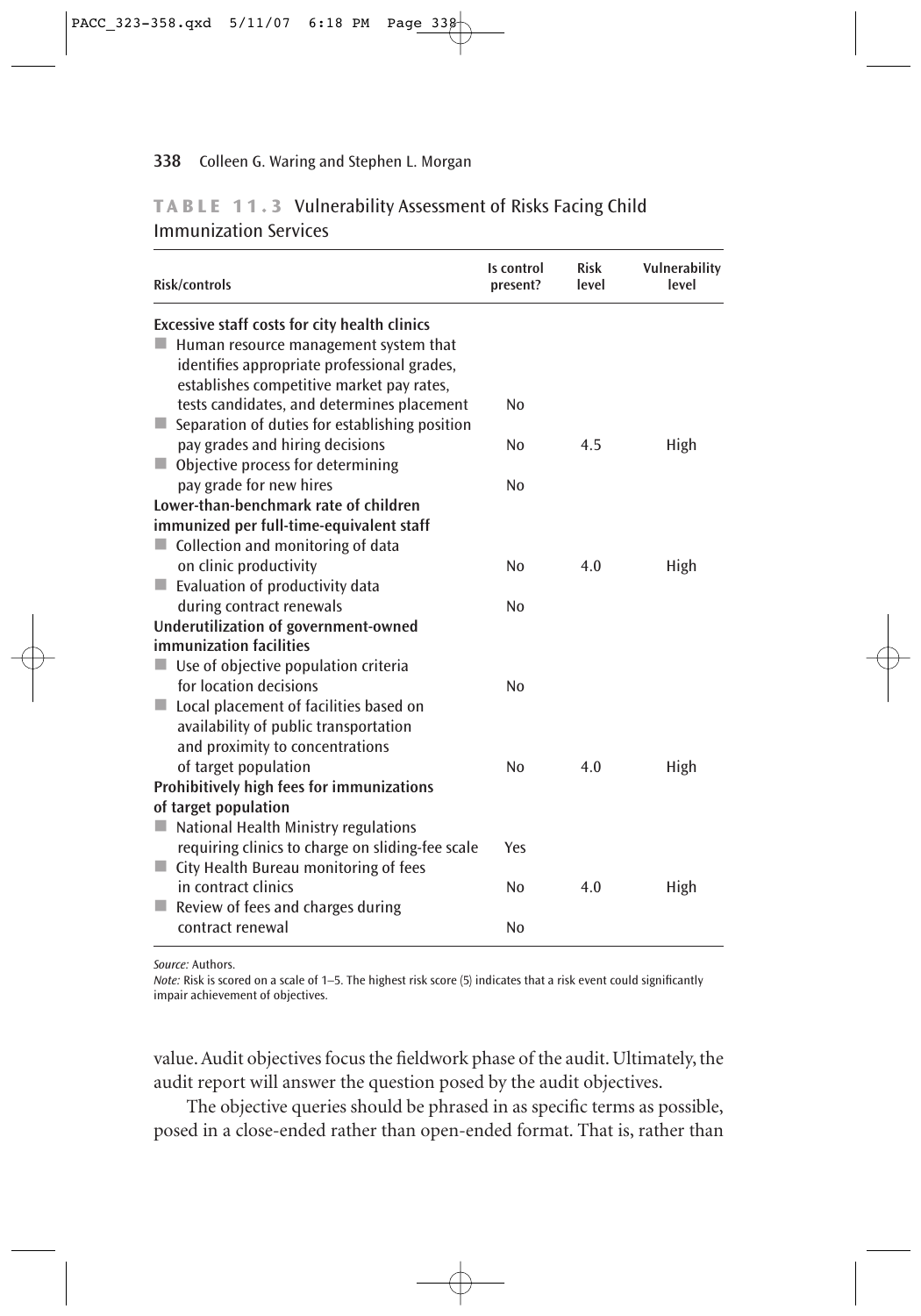**TABLE 11.3** Vulnerability Assessment of Risks Facing Child Immunization Services

| Risk/controls | Is control present? | Risk level | Vulnerability level |
|---|---|---|---|
| **Excessive staff costs for city health clinics** | | | |
| ■ Human resource management system that identifies appropriate professional grades, establishes competitive market pay rates, tests candidates, and determines placement | No | | |
| ■ Separation of duties for establishing position pay grades and hiring decisions | No | 4.5 | High |
| ■ Objective process for determining pay grade for new hires | No | | |
| **Lower-than-benchmark rate of children immunized per full-time-equivalent staff** | | | |
| ■ Collection and monitoring of data on clinic productivity | No | 4.0 | High |
| ■ Evaluation of productivity data during contract renewals | No | | |
| **Underutilization of government-owned immunization facilities** | | | |
| ■ Use of objective population criteria for location decisions | No | | |
| ■ Local placement of facilities based on availability of public transportation and proximity to concentrations of target population | No | 4.0 | High |
| **Prohibitively high fees for immunizations of target population** | | | |
| ■ National Health Ministry regulations requiring clinics to charge on sliding-fee scale | Yes | | |
| ■ City Health Bureau monitoring of fees in contract clinics | No | 4.0 | High |
| ■ Review of fees and charges during contract renewal | No | | |

*Source:* Authors.
*Note:* Risk is scored on a scale of 1–5. The highest risk score (5) indicates that a risk event could significantly impair achievement of objectives.

value. Audit objectives focus the fieldwork phase of the audit. Ultimately, the audit report will answer the question posed by the audit objectives.

The objective queries should be phrased in as specific terms as possible, posed in a close-ended rather than open-ended format. That is, rather than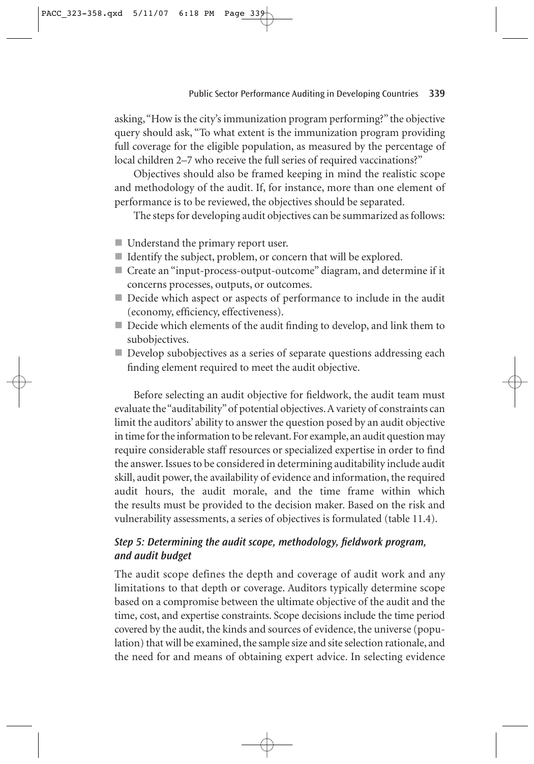asking, "How is the city's immunization program performing?" the objective query should ask, "To what extent is the immunization program providing full coverage for the eligible population, as measured by the percentage of local children 2–7 who receive the full series of required vaccinations?"

Objectives should also be framed keeping in mind the realistic scope and methodology of the audit. If, for instance, more than one element of performance is to be reviewed, the objectives should be separated.

The steps for developing audit objectives can be summarized as follows:

- Understand the primary report user.
- Identify the subject, problem, or concern that will be explored.
- Create an "input-process-output-outcome" diagram, and determine if it concerns processes, outputs, or outcomes.
- Decide which aspect or aspects of performance to include in the audit (economy, efficiency, effectiveness).
- Decide which elements of the audit finding to develop, and link them to subobjectives.
- Develop subobjectives as a series of separate questions addressing each finding element required to meet the audit objective.

Before selecting an audit objective for fieldwork, the audit team must evaluate the "auditability" of potential objectives. A variety of constraints can limit the auditors' ability to answer the question posed by an audit objective in time for the information to be relevant. For example, an audit question may require considerable staff resources or specialized expertise in order to find the answer. Issues to be considered in determining auditability include audit skill, audit power, the availability of evidence and information, the required audit hours, the audit morale, and the time frame within which the results must be provided to the decision maker. Based on the risk and vulnerability assessments, a series of objectives is formulated (table 11.4).

### *Step 5: Determining the audit scope, methodology, fieldwork program, and audit budget*

The audit scope defines the depth and coverage of audit work and any limitations to that depth or coverage. Auditors typically determine scope based on a compromise between the ultimate objective of the audit and the time, cost, and expertise constraints. Scope decisions include the time period covered by the audit, the kinds and sources of evidence, the universe (population) that will be examined, the sample size and site selection rationale, and the need for and means of obtaining expert advice. In selecting evidence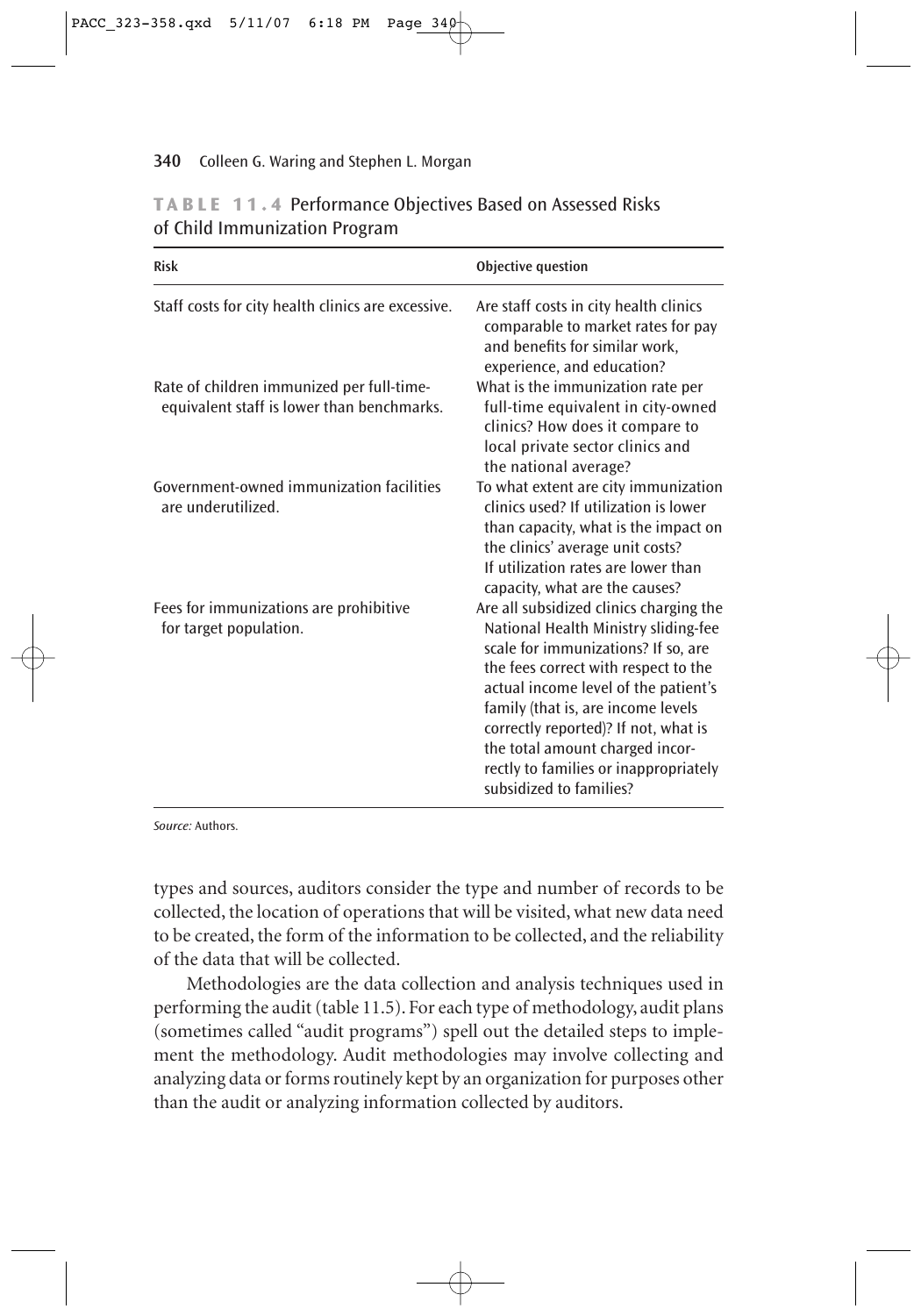**TABLE 11.4** Performance Objectives Based on Assessed Risks of Child Immunization Program

| Risk | Objective question |
|---|---|
| Staff costs for city health clinics are excessive. | Are staff costs in city health clinics comparable to market rates for pay and benefits for similar work, experience, and education? |
| Rate of children immunized per full-time-equivalent staff is lower than benchmarks. | What is the immunization rate per full-time equivalent in city-owned clinics? How does it compare to local private sector clinics and the national average? |
| Government-owned immunization facilities are underutilized. | To what extent are city immunization clinics used? If utilization is lower than capacity, what is the impact on the clinics' average unit costs? If utilization rates are lower than capacity, what are the causes? |
| Fees for immunizations are prohibitive for target population. | Are all subsidized clinics charging the National Health Ministry sliding-fee scale for immunizations? If so, are the fees correct with respect to the actual income level of the patient's family (that is, are income levels correctly reported)? If not, what is the total amount charged incorrectly to families or inappropriately subsidized to families? |

*Source:* Authors.

types and sources, auditors consider the type and number of records to be collected, the location of operations that will be visited, what new data need to be created, the form of the information to be collected, and the reliability of the data that will be collected.

Methodologies are the data collection and analysis techniques used in performing the audit (table 11.5). For each type of methodology, audit plans (sometimes called "audit programs") spell out the detailed steps to implement the methodology. Audit methodologies may involve collecting and analyzing data or forms routinely kept by an organization for purposes other than the audit or analyzing information collected by auditors.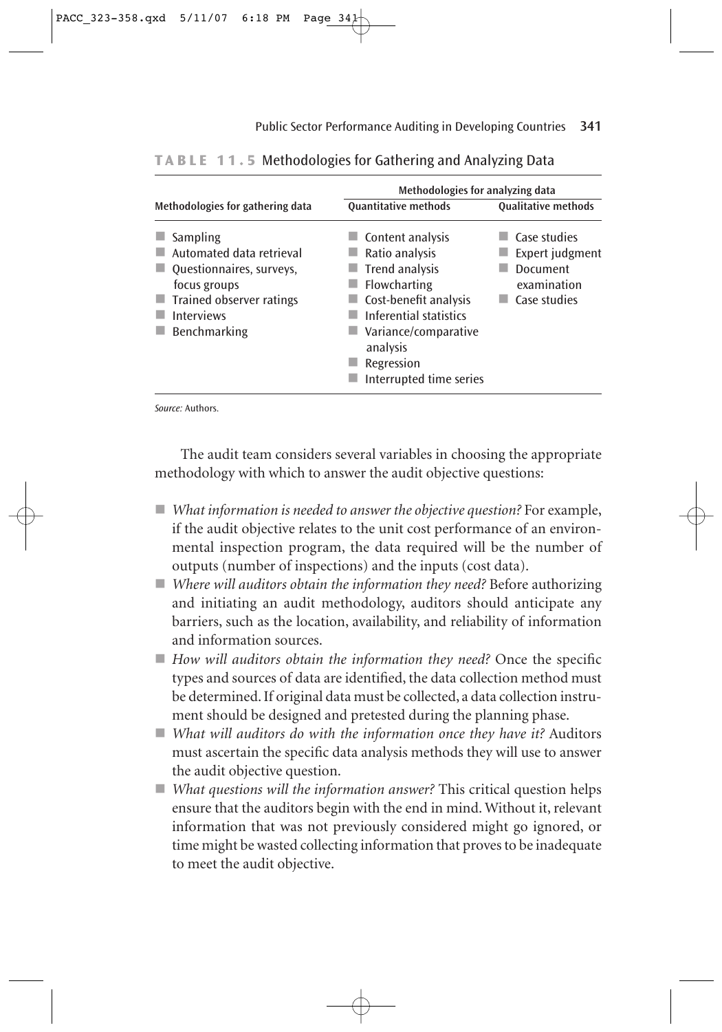**TABLE 11.5** Methodologies for Gathering and Analyzing Data

| Methodologies for gathering data | Methodologies for analyzing data | |
|---|---|---|
| | Quantitative methods | Qualitative methods |
| Sampling | Content analysis | Case studies |
| Automated data retrieval | Ratio analysis | Expert judgment |
| Questionnaires, surveys, focus groups | Trend analysis | Document examination |
| Trained observer ratings | Flowcharting | Case studies |
| Interviews | Cost-benefit analysis | |
| Benchmarking | Inferential statistics | |
| | Variance/comparative analysis | |
| | Regression | |
| | Interrupted time series | |

*Source:* Authors.

The audit team considers several variables in choosing the appropriate methodology with which to answer the audit objective questions:

- *What information is needed to answer the objective question?* For example, if the audit objective relates to the unit cost performance of an environmental inspection program, the data required will be the number of outputs (number of inspections) and the inputs (cost data).
- *Where will auditors obtain the information they need?* Before authorizing and initiating an audit methodology, auditors should anticipate any barriers, such as the location, availability, and reliability of information and information sources.
- *How will auditors obtain the information they need?* Once the specific types and sources of data are identified, the data collection method must be determined. If original data must be collected, a data collection instrument should be designed and pretested during the planning phase.
- *What will auditors do with the information once they have it?* Auditors must ascertain the specific data analysis methods they will use to answer the audit objective question.
- *What questions will the information answer?* This critical question helps ensure that the auditors begin with the end in mind. Without it, relevant information that was not previously considered might go ignored, or time might be wasted collecting information that proves to be inadequate to meet the audit objective.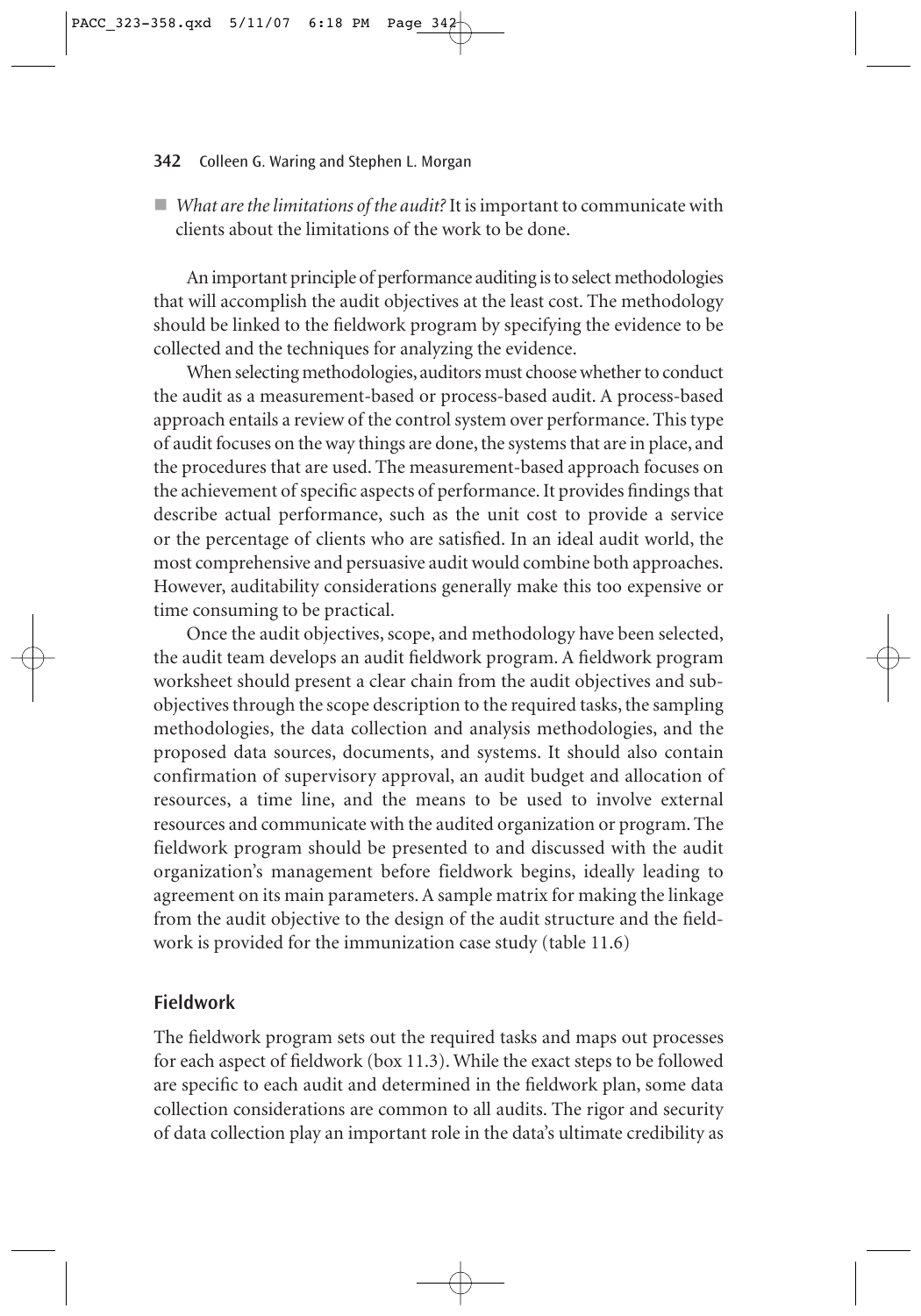- *What are the limitations of the audit?* It is important to communicate with clients about the limitations of the work to be done.

An important principle of performance auditing is to select methodologies that will accomplish the audit objectives at the least cost. The methodology should be linked to the fieldwork program by specifying the evidence to be collected and the techniques for analyzing the evidence.

When selecting methodologies, auditors must choose whether to conduct the audit as a measurement-based or process-based audit. A process-based approach entails a review of the control system over performance. This type of audit focuses on the way things are done, the systems that are in place, and the procedures that are used. The measurement-based approach focuses on the achievement of specific aspects of performance. It provides findings that describe actual performance, such as the unit cost to provide a service or the percentage of clients who are satisfied. In an ideal audit world, the most comprehensive and persuasive audit would combine both approaches. However, auditability considerations generally make this too expensive or time consuming to be practical.

Once the audit objectives, scope, and methodology have been selected, the audit team develops an audit fieldwork program. A fieldwork program worksheet should present a clear chain from the audit objectives and subobjectives through the scope description to the required tasks, the sampling methodologies, the data collection and analysis methodologies, and the proposed data sources, documents, and systems. It should also contain confirmation of supervisory approval, an audit budget and allocation of resources, a time line, and the means to be used to involve external resources and communicate with the audited organization or program. The fieldwork program should be presented to and discussed with the audit organization's management before fieldwork begins, ideally leading to agreement on its main parameters. A sample matrix for making the linkage from the audit objective to the design of the audit structure and the fieldwork is provided for the immunization case study (table 11.6)

## Fieldwork

The fieldwork program sets out the required tasks and maps out processes for each aspect of fieldwork (box 11.3). While the exact steps to be followed are specific to each audit and determined in the fieldwork plan, some data collection considerations are common to all audits. The rigor and security of data collection play an important role in the data's ultimate credibility as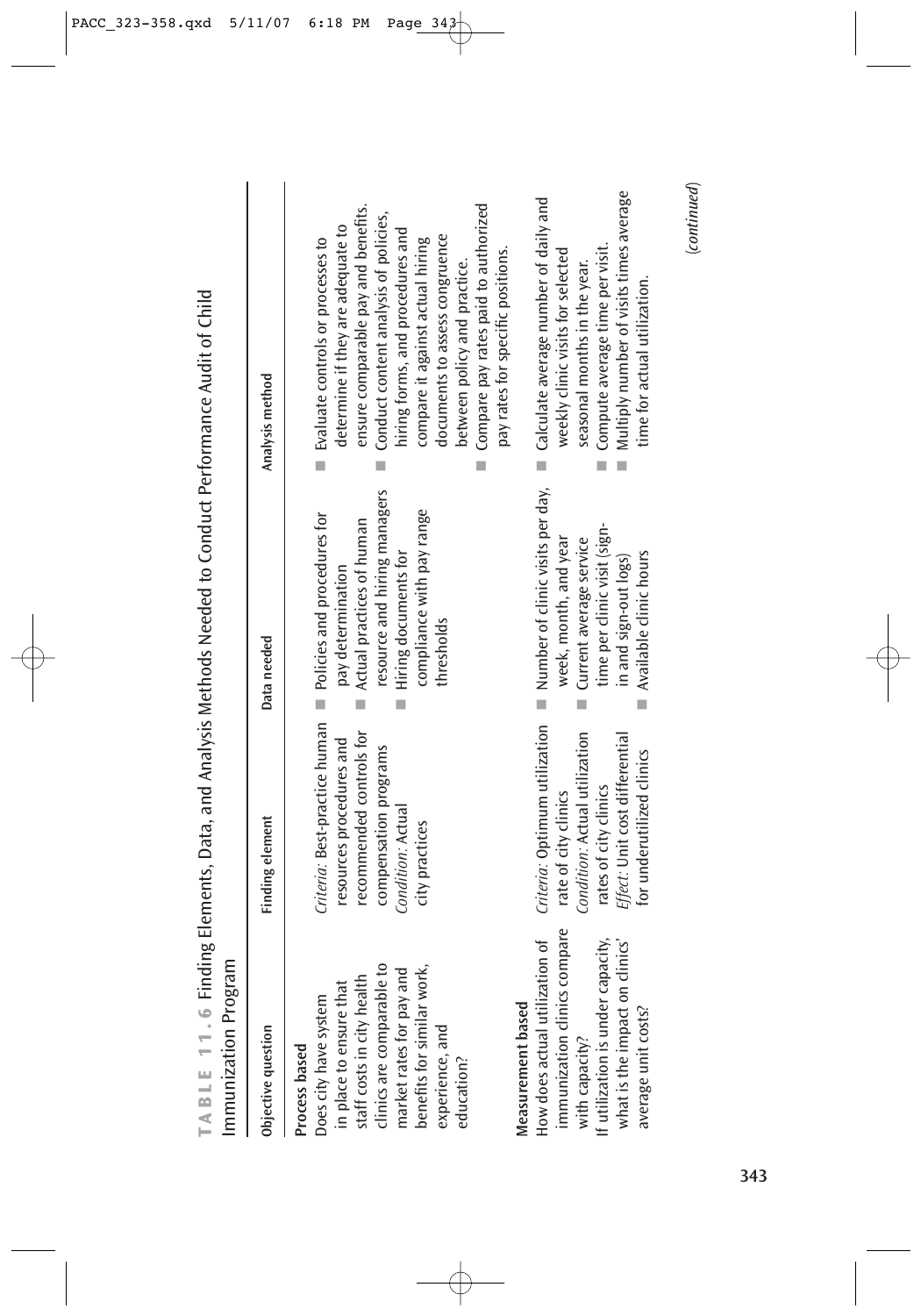**TABLE 11.6** Finding Elements, Data, and Analysis Methods Needed to Conduct Performance Audit of Child Immunization Program

| Objective question | Finding element | Data needed | Analysis method |
|---|---|---|---|
| **Process based** | | | |
| Does city have system in place to ensure that staff costs in city health clinics are comparable to market rates for pay and benefits for similar work, experience, and education? | *Criteria:* Best-practice human resources procedures and recommended controls for compensation programs<br>*Condition:* Actual city practices | ■ Policies and procedures for pay determination<br>■ Actual practices of human resource and hiring managers<br>■ Hiring documents for compliance with pay range thresholds | ■ Evaluate controls or processes to determine if they are adequate to ensure comparable pay and benefits.<br>■ Conduct content analysis of policies, hiring forms, and procedures and compare it against actual hiring documents to assess congruence between policy and practice.<br>■ Compare pay rates paid to authorized pay rates for specific positions. |
| **Measurement based** | | | |
| How does actual utilization of immunization clinics compare with capacity?<br>If utilization is under capacity, what is the impact on clinics' average unit costs? | *Criteria:* Optimum utilization rate of city clinics<br>*Condition:* Actual utilization rates of city clinics<br>*Effect:* Unit cost differential for underutilized clinics | ■ Number of clinic visits per day, week, month, and year<br>■ Current average service time per clinic visit (sign-in and sign-out logs)<br>■ Available clinic hours | ■ Calculate average number of daily and weekly clinic visits for selected seasonal months in the year.<br>■ Compute average time per visit.<br>■ Multiply number of visits times average time for actual utilization. |

(*continued*)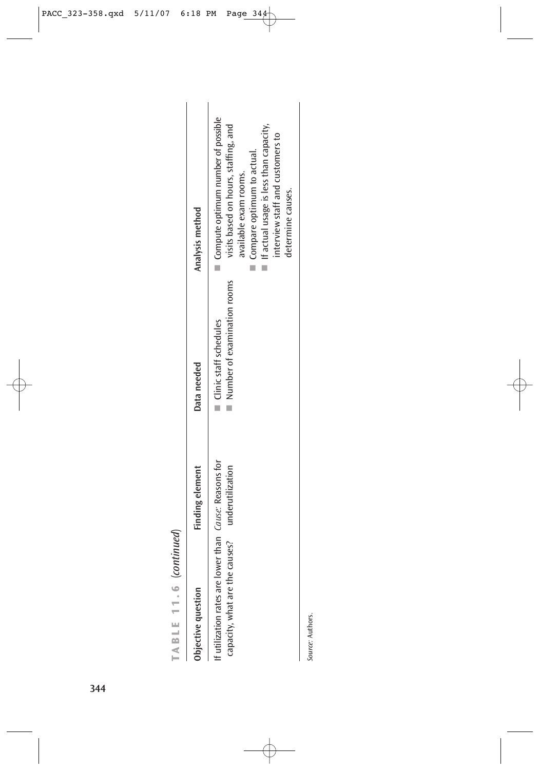**TABLE 11.6** *(continued)*

| Objective question | Finding element | Data needed | Analysis method |
|---|---|---|---|
| If utilization rates are lower than capacity, what are the causes? | *Cause:* Reasons for underutilization | ■ Clinic staff schedules<br>■ Number of examination rooms | ■ Compute optimum number of possible visits based on hours, staffing, and available exam rooms.<br>■ Compare optimum to actual.<br>■ If actual usage is less than capacity, interview staff and customers to determine causes. |

*Source:* Authors.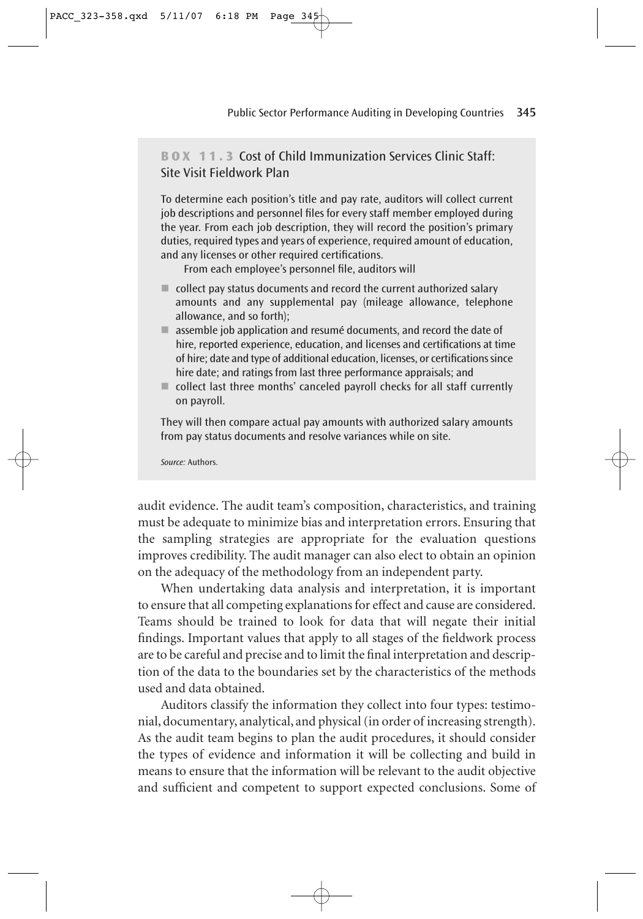### BOX 11.3 Cost of Child Immunization Services Clinic Staff: Site Visit Fieldwork Plan

To determine each position's title and pay rate, auditors will collect current job descriptions and personnel files for every staff member employed during the year. From each job description, they will record the position's primary duties, required types and years of experience, required amount of education, and any licenses or other required certifications.

From each employee's personnel file, auditors will

- collect pay status documents and record the current authorized salary amounts and any supplemental pay (mileage allowance, telephone allowance, and so forth);
- assemble job application and resumé documents, and record the date of hire, reported experience, education, and licenses and certifications at time of hire; date and type of additional education, licenses, or certifications since hire date; and ratings from last three performance appraisals; and
- collect last three months' canceled payroll checks for all staff currently on payroll.

They will then compare actual pay amounts with authorized salary amounts from pay status documents and resolve variances while on site.

*Source:* Authors.

audit evidence. The audit team's composition, characteristics, and training must be adequate to minimize bias and interpretation errors. Ensuring that the sampling strategies are appropriate for the evaluation questions improves credibility. The audit manager can also elect to obtain an opinion on the adequacy of the methodology from an independent party.

When undertaking data analysis and interpretation, it is important to ensure that all competing explanations for effect and cause are considered. Teams should be trained to look for data that will negate their initial findings. Important values that apply to all stages of the fieldwork process are to be careful and precise and to limit the final interpretation and description of the data to the boundaries set by the characteristics of the methods used and data obtained.

Auditors classify the information they collect into four types: testimonial, documentary, analytical, and physical (in order of increasing strength). As the audit team begins to plan the audit procedures, it should consider the types of evidence and information it will be collecting and build in means to ensure that the information will be relevant to the audit objective and sufficient and competent to support expected conclusions. Some of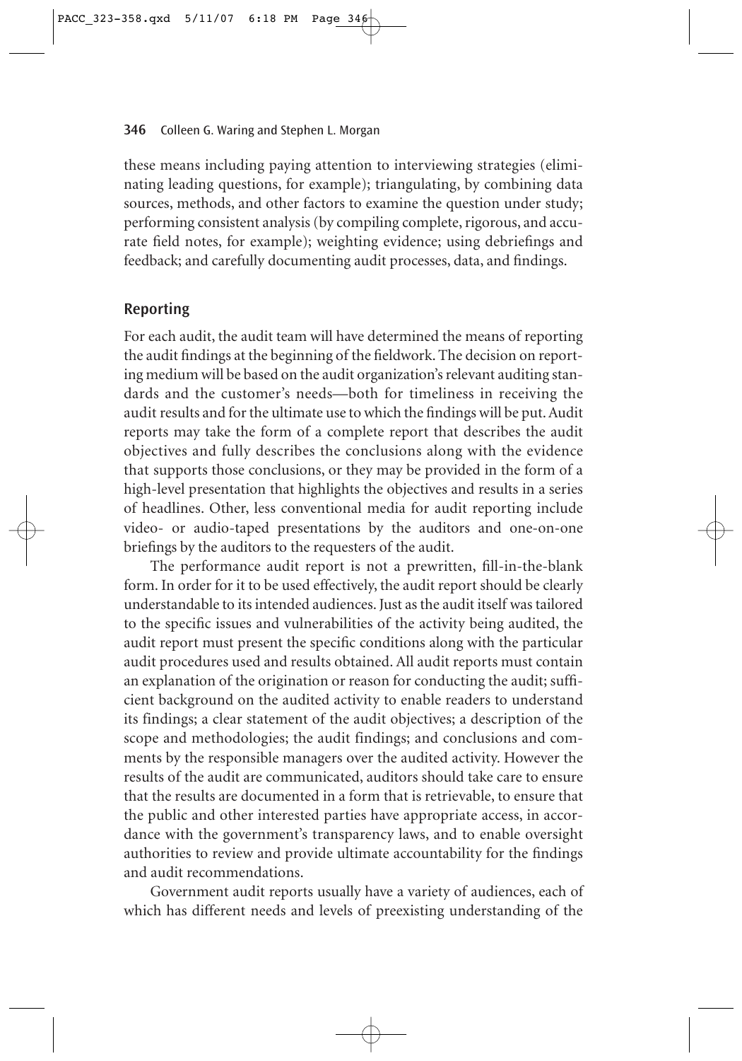these means including paying attention to interviewing strategies (eliminating leading questions, for example); triangulating, by combining data sources, methods, and other factors to examine the question under study; performing consistent analysis (by compiling complete, rigorous, and accurate field notes, for example); weighting evidence; using debriefings and feedback; and carefully documenting audit processes, data, and findings.

## Reporting

For each audit, the audit team will have determined the means of reporting the audit findings at the beginning of the fieldwork. The decision on reporting medium will be based on the audit organization's relevant auditing standards and the customer's needs—both for timeliness in receiving the audit results and for the ultimate use to which the findings will be put. Audit reports may take the form of a complete report that describes the audit objectives and fully describes the conclusions along with the evidence that supports those conclusions, or they may be provided in the form of a high-level presentation that highlights the objectives and results in a series of headlines. Other, less conventional media for audit reporting include video- or audio-taped presentations by the auditors and one-on-one briefings by the auditors to the requesters of the audit.

The performance audit report is not a prewritten, fill-in-the-blank form. In order for it to be used effectively, the audit report should be clearly understandable to its intended audiences. Just as the audit itself was tailored to the specific issues and vulnerabilities of the activity being audited, the audit report must present the specific conditions along with the particular audit procedures used and results obtained. All audit reports must contain an explanation of the origination or reason for conducting the audit; sufficient background on the audited activity to enable readers to understand its findings; a clear statement of the audit objectives; a description of the scope and methodologies; the audit findings; and conclusions and comments by the responsible managers over the audited activity. However the results of the audit are communicated, auditors should take care to ensure that the results are documented in a form that is retrievable, to ensure that the public and other interested parties have appropriate access, in accordance with the government's transparency laws, and to enable oversight authorities to review and provide ultimate accountability for the findings and audit recommendations.

Government audit reports usually have a variety of audiences, each of which has different needs and levels of preexisting understanding of the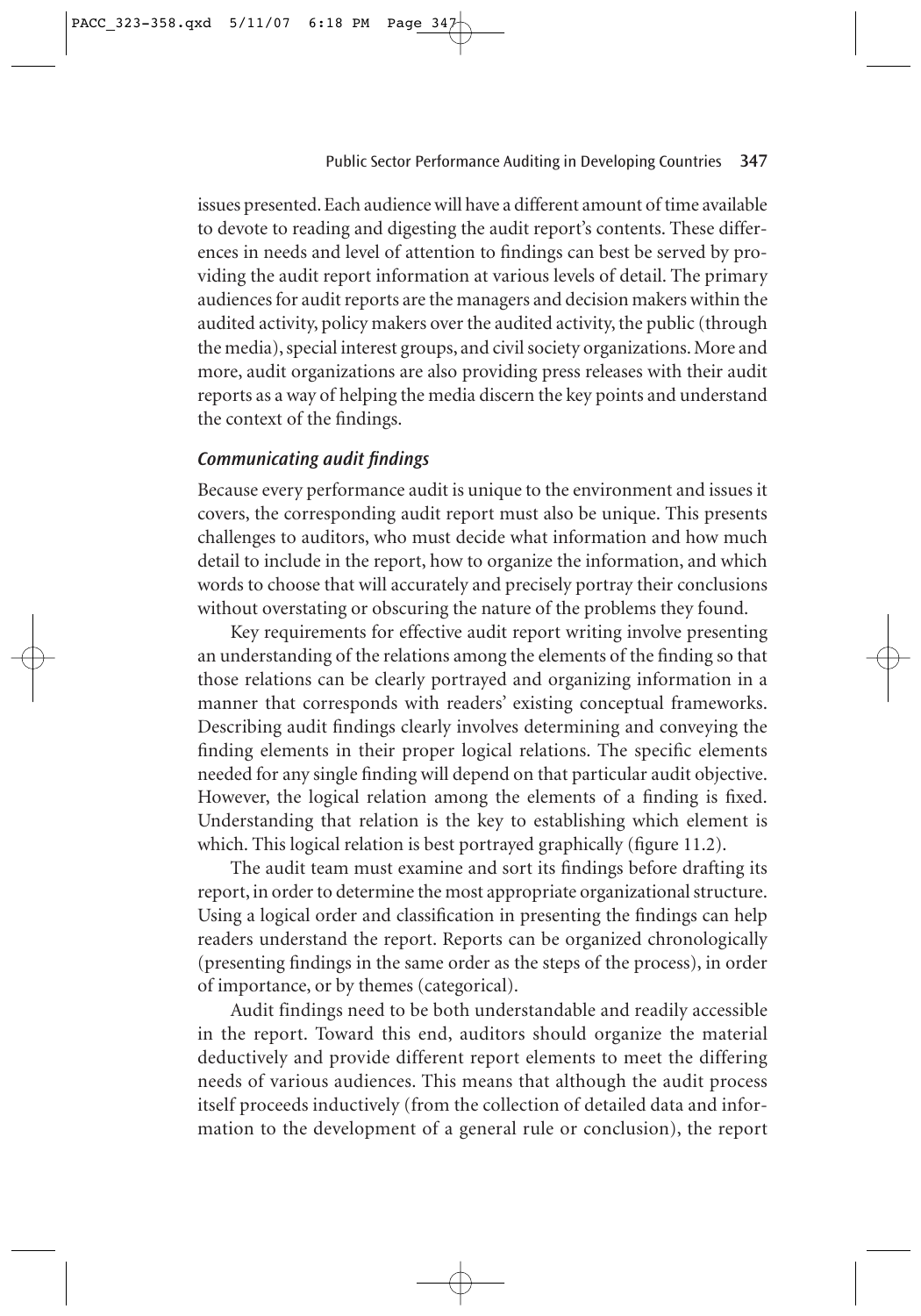issues presented. Each audience will have a different amount of time available to devote to reading and digesting the audit report's contents. These differences in needs and level of attention to findings can best be served by providing the audit report information at various levels of detail. The primary audiences for audit reports are the managers and decision makers within the audited activity, policy makers over the audited activity, the public (through the media), special interest groups, and civil society organizations. More and more, audit organizations are also providing press releases with their audit reports as a way of helping the media discern the key points and understand the context of the findings.

### *Communicating audit findings*

Because every performance audit is unique to the environment and issues it covers, the corresponding audit report must also be unique. This presents challenges to auditors, who must decide what information and how much detail to include in the report, how to organize the information, and which words to choose that will accurately and precisely portray their conclusions without overstating or obscuring the nature of the problems they found.

Key requirements for effective audit report writing involve presenting an understanding of the relations among the elements of the finding so that those relations can be clearly portrayed and organizing information in a manner that corresponds with readers' existing conceptual frameworks. Describing audit findings clearly involves determining and conveying the finding elements in their proper logical relations. The specific elements needed for any single finding will depend on that particular audit objective. However, the logical relation among the elements of a finding is fixed. Understanding that relation is the key to establishing which element is which. This logical relation is best portrayed graphically (figure 11.2).

The audit team must examine and sort its findings before drafting its report, in order to determine the most appropriate organizational structure. Using a logical order and classification in presenting the findings can help readers understand the report. Reports can be organized chronologically (presenting findings in the same order as the steps of the process), in order of importance, or by themes (categorical).

Audit findings need to be both understandable and readily accessible in the report. Toward this end, auditors should organize the material deductively and provide different report elements to meet the differing needs of various audiences. This means that although the audit process itself proceeds inductively (from the collection of detailed data and information to the development of a general rule or conclusion), the report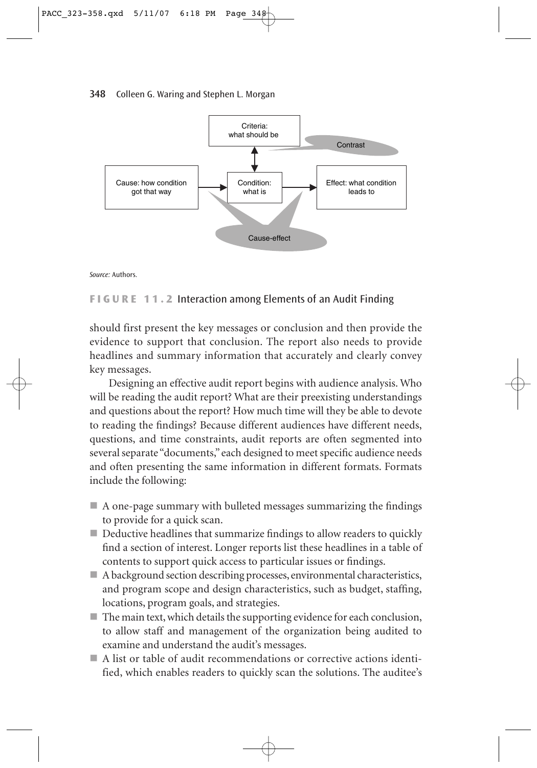Criteria: what should be

Contrast

Cause: how condition got that way

Condition: what is

Effect: what condition leads to

Cause-effect

*Source:* Authors.

**FIGURE 11.2** Interaction among Elements of an Audit Finding

should first present the key messages or conclusion and then provide the evidence to support that conclusion. The report also needs to provide headlines and summary information that accurately and clearly convey key messages.

Designing an effective audit report begins with audience analysis. Who will be reading the audit report? What are their preexisting understandings and questions about the report? How much time will they be able to devote to reading the findings? Because different audiences have different needs, questions, and time constraints, audit reports are often segmented into several separate "documents," each designed to meet specific audience needs and often presenting the same information in different formats. Formats include the following:

- A one-page summary with bulleted messages summarizing the findings to provide for a quick scan.
- Deductive headlines that summarize findings to allow readers to quickly find a section of interest. Longer reports list these headlines in a table of contents to support quick access to particular issues or findings.
- A background section describing processes, environmental characteristics, and program scope and design characteristics, such as budget, staffing, locations, program goals, and strategies.
- The main text, which details the supporting evidence for each conclusion, to allow staff and management of the organization being audited to examine and understand the audit's messages.
- A list or table of audit recommendations or corrective actions identified, which enables readers to quickly scan the solutions. The auditee's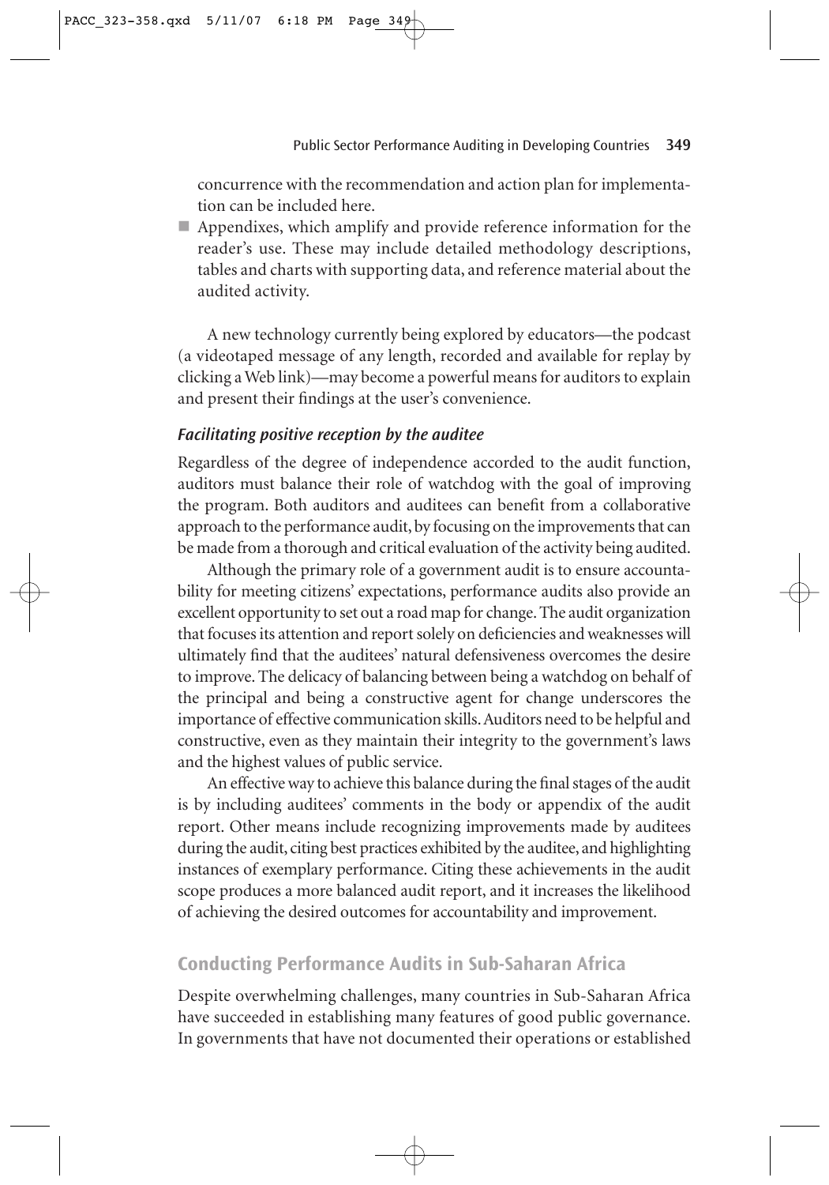concurrence with the recommendation and action plan for implementation can be included here.

- Appendixes, which amplify and provide reference information for the reader's use. These may include detailed methodology descriptions, tables and charts with supporting data, and reference material about the audited activity.

A new technology currently being explored by educators—the podcast (a videotaped message of any length, recorded and available for replay by clicking a Web link)—may become a powerful means for auditors to explain and present their findings at the user's convenience.

### *Facilitating positive reception by the auditee*

Regardless of the degree of independence accorded to the audit function, auditors must balance their role of watchdog with the goal of improving the program. Both auditors and auditees can benefit from a collaborative approach to the performance audit, by focusing on the improvements that can be made from a thorough and critical evaluation of the activity being audited.

Although the primary role of a government audit is to ensure accountability for meeting citizens' expectations, performance audits also provide an excellent opportunity to set out a road map for change. The audit organization that focuses its attention and report solely on deficiencies and weaknesses will ultimately find that the auditees' natural defensiveness overcomes the desire to improve. The delicacy of balancing between being a watchdog on behalf of the principal and being a constructive agent for change underscores the importance of effective communication skills. Auditors need to be helpful and constructive, even as they maintain their integrity to the government's laws and the highest values of public service.

An effective way to achieve this balance during the final stages of the audit is by including auditees' comments in the body or appendix of the audit report. Other means include recognizing improvements made by auditees during the audit, citing best practices exhibited by the auditee, and highlighting instances of exemplary performance. Citing these achievements in the audit scope produces a more balanced audit report, and it increases the likelihood of achieving the desired outcomes for accountability and improvement.

## Conducting Performance Audits in Sub-Saharan Africa

Despite overwhelming challenges, many countries in Sub-Saharan Africa have succeeded in establishing many features of good public governance. In governments that have not documented their operations or established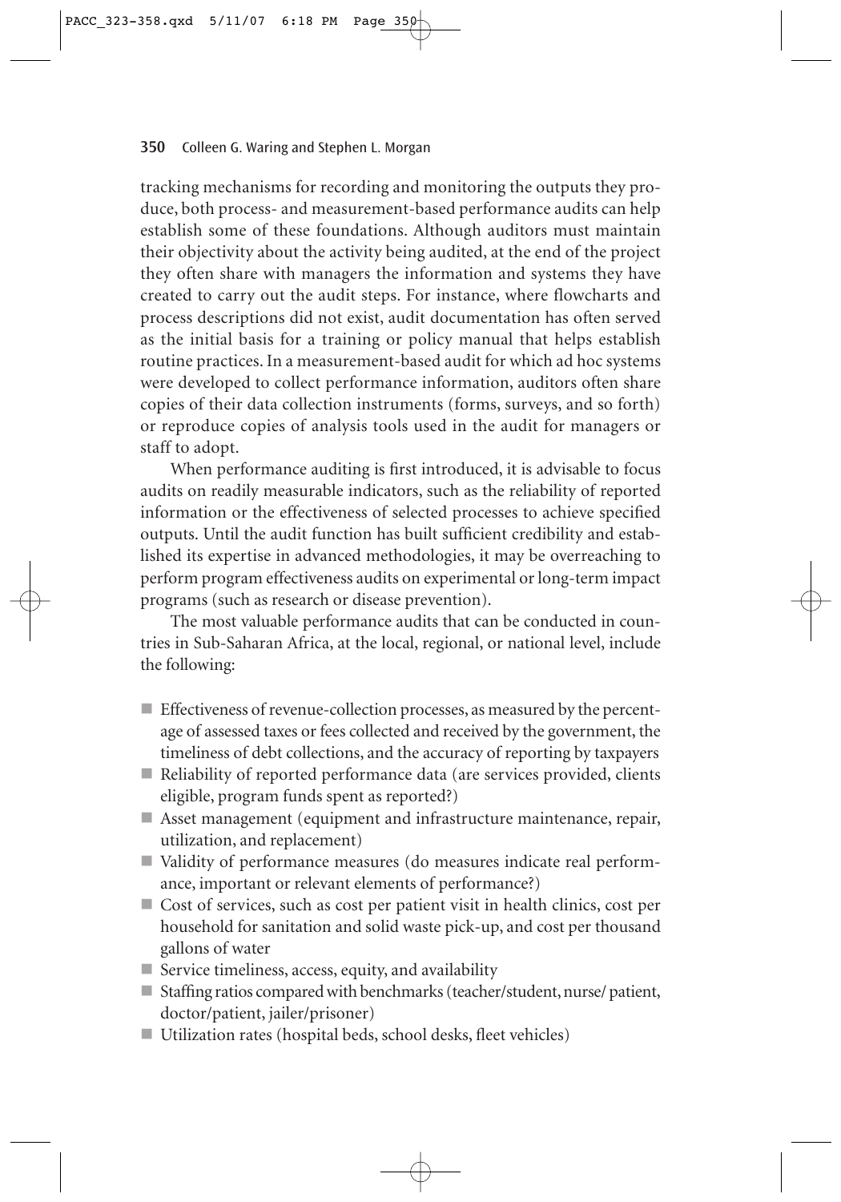tracking mechanisms for recording and monitoring the outputs they produce, both process- and measurement-based performance audits can help establish some of these foundations. Although auditors must maintain their objectivity about the activity being audited, at the end of the project they often share with managers the information and systems they have created to carry out the audit steps. For instance, where flowcharts and process descriptions did not exist, audit documentation has often served as the initial basis for a training or policy manual that helps establish routine practices. In a measurement-based audit for which ad hoc systems were developed to collect performance information, auditors often share copies of their data collection instruments (forms, surveys, and so forth) or reproduce copies of analysis tools used in the audit for managers or staff to adopt.

When performance auditing is first introduced, it is advisable to focus audits on readily measurable indicators, such as the reliability of reported information or the effectiveness of selected processes to achieve specified outputs. Until the audit function has built sufficient credibility and established its expertise in advanced methodologies, it may be overreaching to perform program effectiveness audits on experimental or long-term impact programs (such as research or disease prevention).

The most valuable performance audits that can be conducted in countries in Sub-Saharan Africa, at the local, regional, or national level, include the following:

- Effectiveness of revenue-collection processes, as measured by the percentage of assessed taxes or fees collected and received by the government, the timeliness of debt collections, and the accuracy of reporting by taxpayers
- Reliability of reported performance data (are services provided, clients eligible, program funds spent as reported?)
- Asset management (equipment and infrastructure maintenance, repair, utilization, and replacement)
- Validity of performance measures (do measures indicate real performance, important or relevant elements of performance?)
- Cost of services, such as cost per patient visit in health clinics, cost per household for sanitation and solid waste pick-up, and cost per thousand gallons of water
- Service timeliness, access, equity, and availability
- Staffing ratios compared with benchmarks (teacher/student, nurse/ patient, doctor/patient, jailer/prisoner)
- Utilization rates (hospital beds, school desks, fleet vehicles)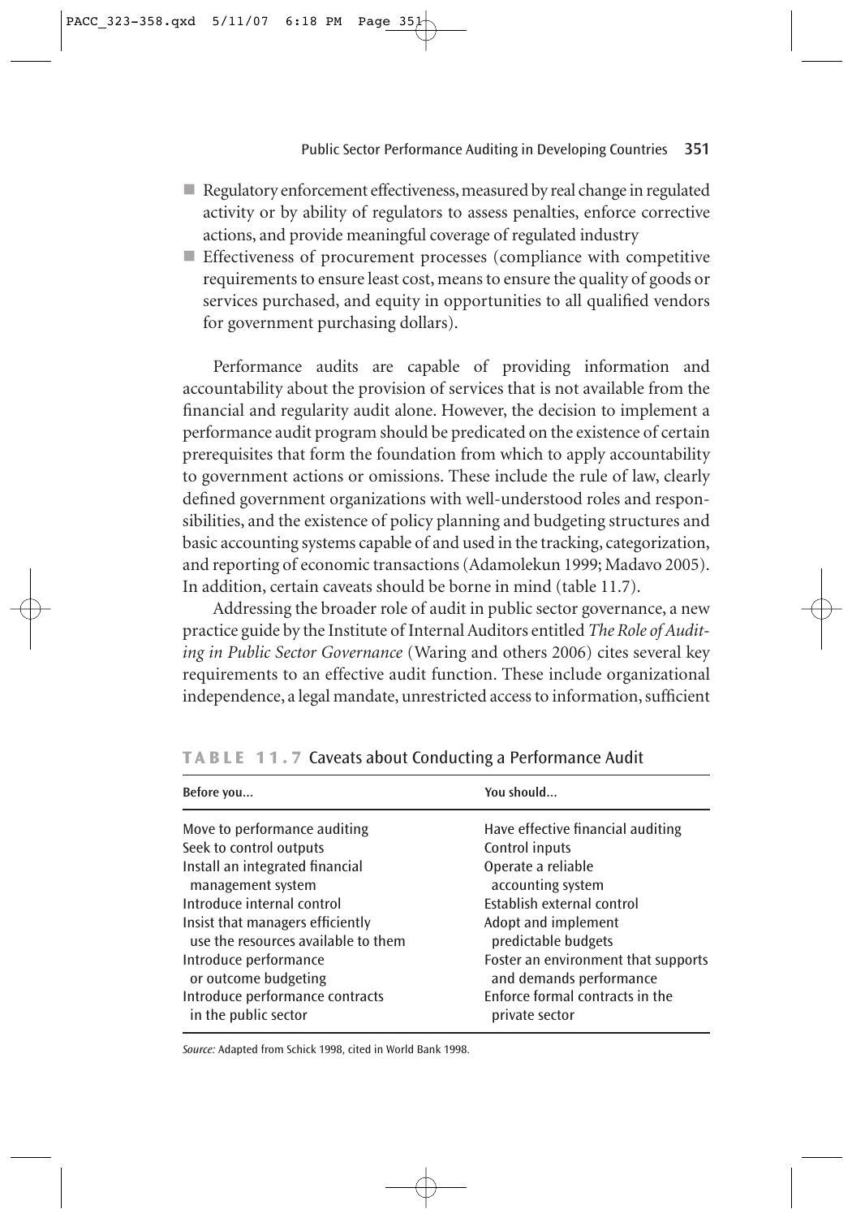- Regulatory enforcement effectiveness, measured by real change in regulated activity or by ability of regulators to assess penalties, enforce corrective actions, and provide meaningful coverage of regulated industry
- Effectiveness of procurement processes (compliance with competitive requirements to ensure least cost, means to ensure the quality of goods or services purchased, and equity in opportunities to all qualified vendors for government purchasing dollars).

Performance audits are capable of providing information and accountability about the provision of services that is not available from the financial and regularity audit alone. However, the decision to implement a performance audit program should be predicated on the existence of certain prerequisites that form the foundation from which to apply accountability to government actions or omissions. These include the rule of law, clearly defined government organizations with well-understood roles and responsibilities, and the existence of policy planning and budgeting structures and basic accounting systems capable of and used in the tracking, categorization, and reporting of economic transactions (Adamolekun 1999; Madavo 2005). In addition, certain caveats should be borne in mind (table 11.7).

Addressing the broader role of audit in public sector governance, a new practice guide by the Institute of Internal Auditors entitled *The Role of Auditing in Public Sector Governance* (Waring and others 2006) cites several key requirements to an effective audit function. These include organizational independence, a legal mandate, unrestricted access to information, sufficient

**TABLE 11.7** Caveats about Conducting a Performance Audit

| Before you... | You should... |
|---|---|
| Move to performance auditing | Have effective financial auditing |
| Seek to control outputs | Control inputs |
| Install an integrated financial management system | Operate a reliable accounting system |
| Introduce internal control | Establish external control |
| Insist that managers efficiently use the resources available to them | Adopt and implement predictable budgets |
| Introduce performance or outcome budgeting | Foster an environment that supports and demands performance |
| Introduce performance contracts in the public sector | Enforce formal contracts in the private sector |

*Source:* Adapted from Schick 1998, cited in World Bank 1998.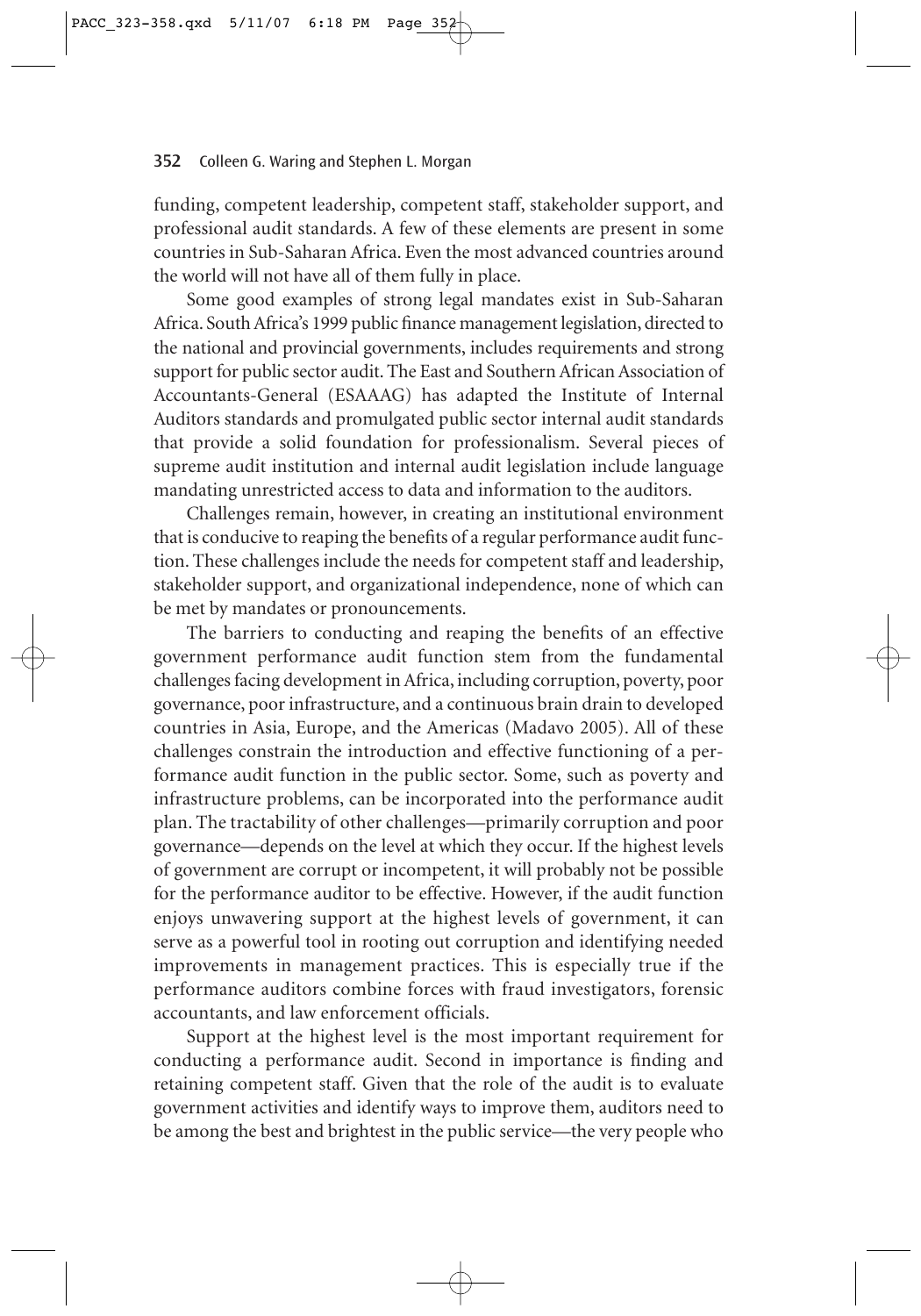funding, competent leadership, competent staff, stakeholder support, and professional audit standards. A few of these elements are present in some countries in Sub-Saharan Africa. Even the most advanced countries around the world will not have all of them fully in place.

Some good examples of strong legal mandates exist in Sub-Saharan Africa. South Africa's 1999 public finance management legislation, directed to the national and provincial governments, includes requirements and strong support for public sector audit. The East and Southern African Association of Accountants-General (ESAAAG) has adapted the Institute of Internal Auditors standards and promulgated public sector internal audit standards that provide a solid foundation for professionalism. Several pieces of supreme audit institution and internal audit legislation include language mandating unrestricted access to data and information to the auditors.

Challenges remain, however, in creating an institutional environment that is conducive to reaping the benefits of a regular performance audit function. These challenges include the needs for competent staff and leadership, stakeholder support, and organizational independence, none of which can be met by mandates or pronouncements.

The barriers to conducting and reaping the benefits of an effective government performance audit function stem from the fundamental challenges facing development in Africa, including corruption, poverty, poor governance, poor infrastructure, and a continuous brain drain to developed countries in Asia, Europe, and the Americas (Madavo 2005). All of these challenges constrain the introduction and effective functioning of a performance audit function in the public sector. Some, such as poverty and infrastructure problems, can be incorporated into the performance audit plan. The tractability of other challenges—primarily corruption and poor governance—depends on the level at which they occur. If the highest levels of government are corrupt or incompetent, it will probably not be possible for the performance auditor to be effective. However, if the audit function enjoys unwavering support at the highest levels of government, it can serve as a powerful tool in rooting out corruption and identifying needed improvements in management practices. This is especially true if the performance auditors combine forces with fraud investigators, forensic accountants, and law enforcement officials.

Support at the highest level is the most important requirement for conducting a performance audit. Second in importance is finding and retaining competent staff. Given that the role of the audit is to evaluate government activities and identify ways to improve them, auditors need to be among the best and brightest in the public service—the very people who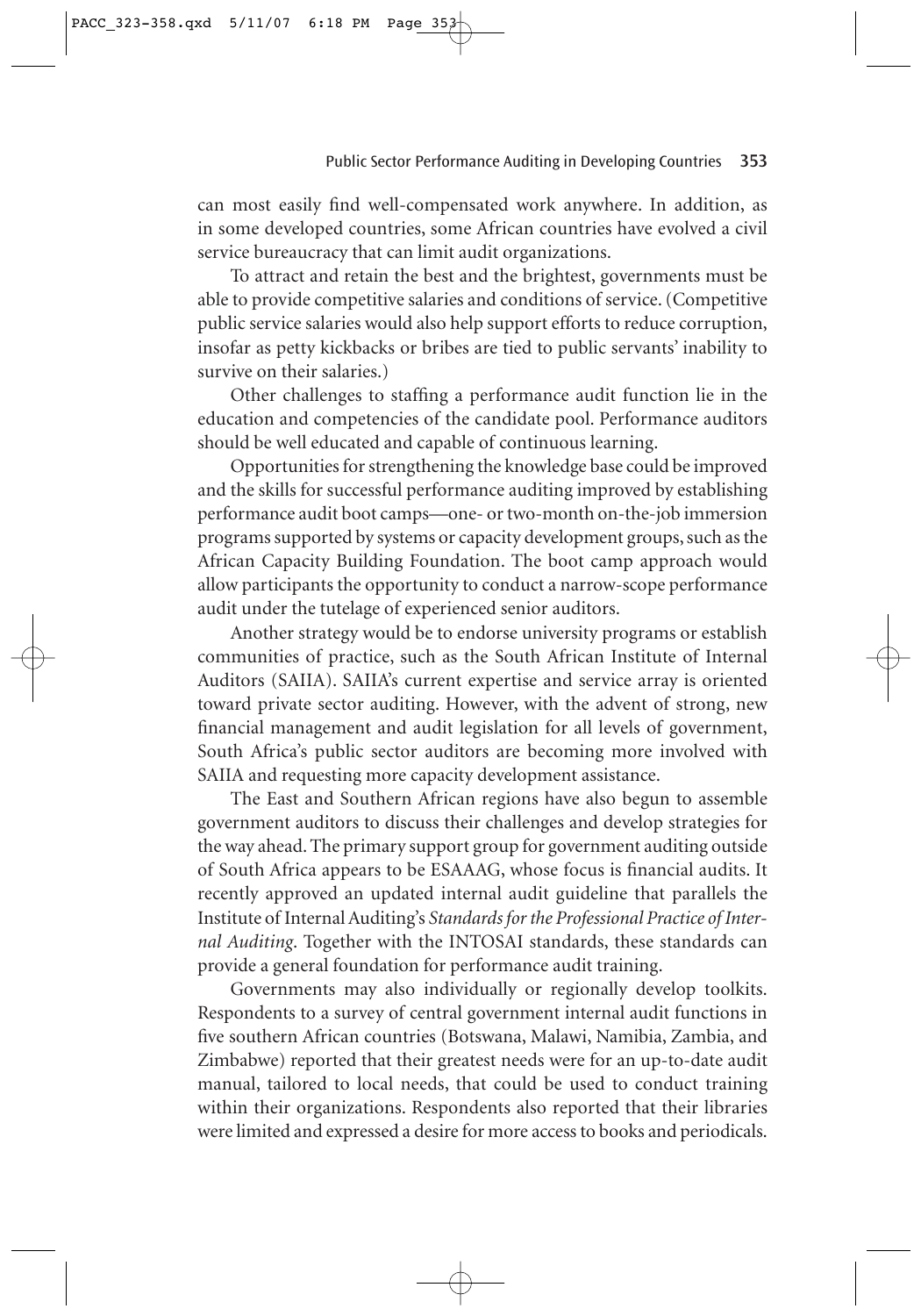can most easily find well-compensated work anywhere. In addition, as in some developed countries, some African countries have evolved a civil service bureaucracy that can limit audit organizations.

To attract and retain the best and the brightest, governments must be able to provide competitive salaries and conditions of service. (Competitive public service salaries would also help support efforts to reduce corruption, insofar as petty kickbacks or bribes are tied to public servants' inability to survive on their salaries.)

Other challenges to staffing a performance audit function lie in the education and competencies of the candidate pool. Performance auditors should be well educated and capable of continuous learning.

Opportunities for strengthening the knowledge base could be improved and the skills for successful performance auditing improved by establishing performance audit boot camps—one- or two-month on-the-job immersion programs supported by systems or capacity development groups, such as the African Capacity Building Foundation. The boot camp approach would allow participants the opportunity to conduct a narrow-scope performance audit under the tutelage of experienced senior auditors.

Another strategy would be to endorse university programs or establish communities of practice, such as the South African Institute of Internal Auditors (SAIIA). SAIIA's current expertise and service array is oriented toward private sector auditing. However, with the advent of strong, new financial management and audit legislation for all levels of government, South Africa's public sector auditors are becoming more involved with SAIIA and requesting more capacity development assistance.

The East and Southern African regions have also begun to assemble government auditors to discuss their challenges and develop strategies for the way ahead. The primary support group for government auditing outside of South Africa appears to be ESAAAG, whose focus is financial audits. It recently approved an updated internal audit guideline that parallels the Institute of Internal Auditing's *Standards for the Professional Practice of Internal Auditing*. Together with the INTOSAI standards, these standards can provide a general foundation for performance audit training.

Governments may also individually or regionally develop toolkits. Respondents to a survey of central government internal audit functions in five southern African countries (Botswana, Malawi, Namibia, Zambia, and Zimbabwe) reported that their greatest needs were for an up-to-date audit manual, tailored to local needs, that could be used to conduct training within their organizations. Respondents also reported that their libraries were limited and expressed a desire for more access to books and periodicals.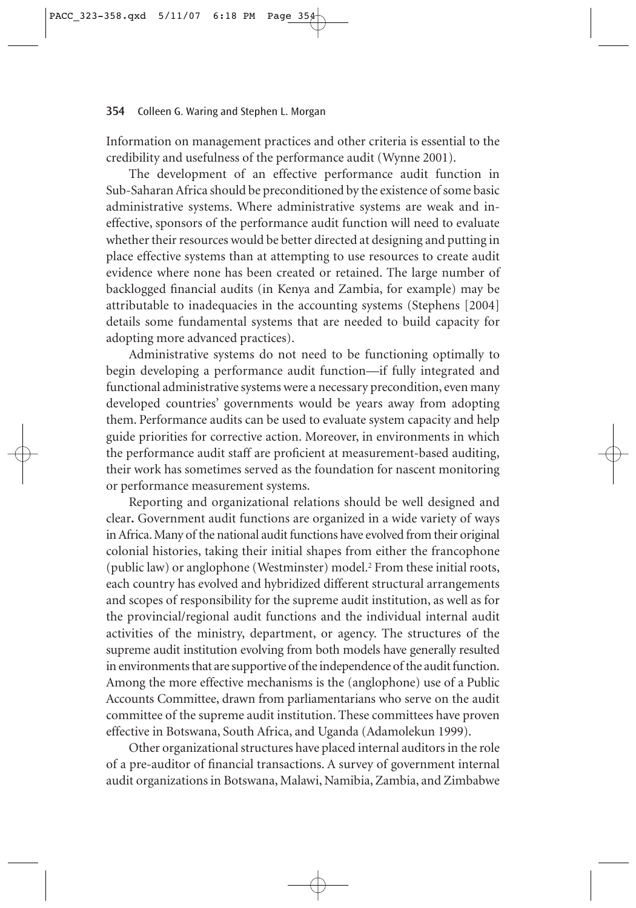Information on management practices and other criteria is essential to the credibility and usefulness of the performance audit (Wynne 2001).

The development of an effective performance audit function in Sub-Saharan Africa should be preconditioned by the existence of some basic administrative systems. Where administrative systems are weak and ineffective, sponsors of the performance audit function will need to evaluate whether their resources would be better directed at designing and putting in place effective systems than at attempting to use resources to create audit evidence where none has been created or retained. The large number of backlogged financial audits (in Kenya and Zambia, for example) may be attributable to inadequacies in the accounting systems (Stephens [2004] details some fundamental systems that are needed to build capacity for adopting more advanced practices).

Administrative systems do not need to be functioning optimally to begin developing a performance audit function—if fully integrated and functional administrative systems were a necessary precondition, even many developed countries' governments would be years away from adopting them. Performance audits can be used to evaluate system capacity and help guide priorities for corrective action. Moreover, in environments in which the performance audit staff are proficient at measurement-based auditing, their work has sometimes served as the foundation for nascent monitoring or performance measurement systems.

**Reporting and organizational relations should be well designed and clear.** Government audit functions are organized in a wide variety of ways in Africa. Many of the national audit functions have evolved from their original colonial histories, taking their initial shapes from either the francophone (public law) or anglophone (Westminster) model.[2] From these initial roots, each country has evolved and hybridized different structural arrangements and scopes of responsibility for the supreme audit institution, as well as for the provincial/regional audit functions and the individual internal audit activities of the ministry, department, or agency. The structures of the supreme audit institution evolving from both models have generally resulted in environments that are supportive of the independence of the audit function. Among the more effective mechanisms is the (anglophone) use of a Public Accounts Committee, drawn from parliamentarians who serve on the audit committee of the supreme audit institution. These committees have proven effective in Botswana, South Africa, and Uganda (Adamolekun 1999).

Other organizational structures have placed internal auditors in the role of a pre-auditor of financial transactions. A survey of government internal audit organizations in Botswana, Malawi, Namibia, Zambia, and Zimbabwe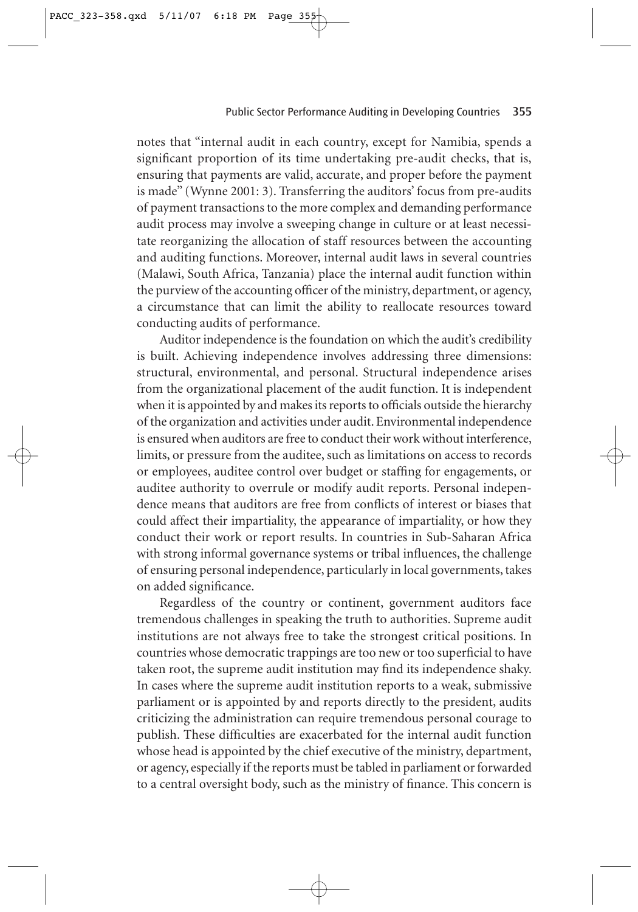notes that "internal audit in each country, except for Namibia, spends a significant proportion of its time undertaking pre-audit checks, that is, ensuring that payments are valid, accurate, and proper before the payment is made" (Wynne 2001: 3). Transferring the auditors' focus from pre-audits of payment transactions to the more complex and demanding performance audit process may involve a sweeping change in culture or at least necessitate reorganizing the allocation of staff resources between the accounting and auditing functions. Moreover, internal audit laws in several countries (Malawi, South Africa, Tanzania) place the internal audit function within the purview of the accounting officer of the ministry, department, or agency, a circumstance that can limit the ability to reallocate resources toward conducting audits of performance.

Auditor independence is the foundation on which the audit's credibility is built. Achieving independence involves addressing three dimensions: structural, environmental, and personal. Structural independence arises from the organizational placement of the audit function. It is independent when it is appointed by and makes its reports to officials outside the hierarchy of the organization and activities under audit. Environmental independence is ensured when auditors are free to conduct their work without interference, limits, or pressure from the auditee, such as limitations on access to records or employees, auditee control over budget or staffing for engagements, or auditee authority to overrule or modify audit reports. Personal independence means that auditors are free from conflicts of interest or biases that could affect their impartiality, the appearance of impartiality, or how they conduct their work or report results. In countries in Sub-Saharan Africa with strong informal governance systems or tribal influences, the challenge of ensuring personal independence, particularly in local governments, takes on added significance.

Regardless of the country or continent, government auditors face tremendous challenges in speaking the truth to authorities. Supreme audit institutions are not always free to take the strongest critical positions. In countries whose democratic trappings are too new or too superficial to have taken root, the supreme audit institution may find its independence shaky. In cases where the supreme audit institution reports to a weak, submissive parliament or is appointed by and reports directly to the president, audits criticizing the administration can require tremendous personal courage to publish. These difficulties are exacerbated for the internal audit function whose head is appointed by the chief executive of the ministry, department, or agency, especially if the reports must be tabled in parliament or forwarded to a central oversight body, such as the ministry of finance. This concern is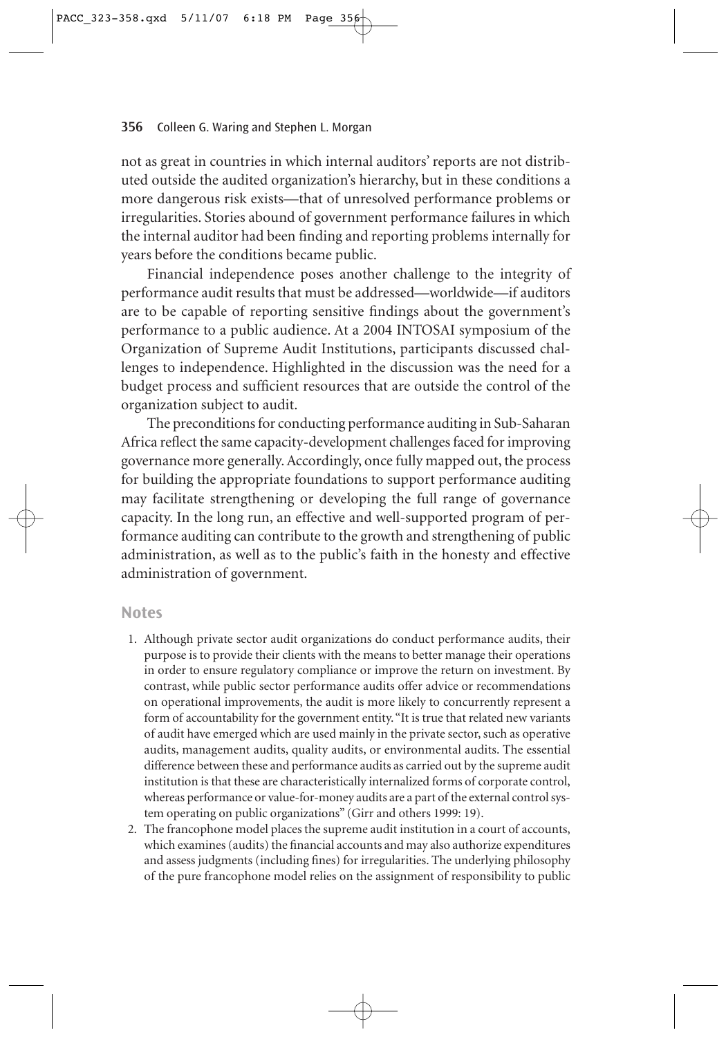not as great in countries in which internal auditors' reports are not distributed outside the audited organization's hierarchy, but in these conditions a more dangerous risk exists—that of unresolved performance problems or irregularities. Stories abound of government performance failures in which the internal auditor had been finding and reporting problems internally for years before the conditions became public.

Financial independence poses another challenge to the integrity of performance audit results that must be addressed—worldwide—if auditors are to be capable of reporting sensitive findings about the government's performance to a public audience. At a 2004 INTOSAI symposium of the Organization of Supreme Audit Institutions, participants discussed challenges to independence. Highlighted in the discussion was the need for a budget process and sufficient resources that are outside the control of the organization subject to audit.

The preconditions for conducting performance auditing in Sub-Saharan Africa reflect the same capacity-development challenges faced for improving governance more generally. Accordingly, once fully mapped out, the process for building the appropriate foundations to support performance auditing may facilitate strengthening or developing the full range of governance capacity. In the long run, an effective and well-supported program of performance auditing can contribute to the growth and strengthening of public administration, as well as to the public's faith in the honesty and effective administration of government.

## Notes

1. Although private sector audit organizations do conduct performance audits, their purpose is to provide their clients with the means to better manage their operations in order to ensure regulatory compliance or improve the return on investment. By contrast, while public sector performance audits offer advice or recommendations on operational improvements, the audit is more likely to concurrently represent a form of accountability for the government entity. "It is true that related new variants of audit have emerged which are used mainly in the private sector, such as operative audits, management audits, quality audits, or environmental audits. The essential difference between these and performance audits as carried out by the supreme audit institution is that these are characteristically internalized forms of corporate control, whereas performance or value-for-money audits are a part of the external control system operating on public organizations" (Girr and others 1999: 19).
2. The francophone model places the supreme audit institution in a court of accounts, which examines (audits) the financial accounts and may also authorize expenditures and assess judgments (including fines) for irregularities. The underlying philosophy of the pure francophone model relies on the assignment of responsibility to public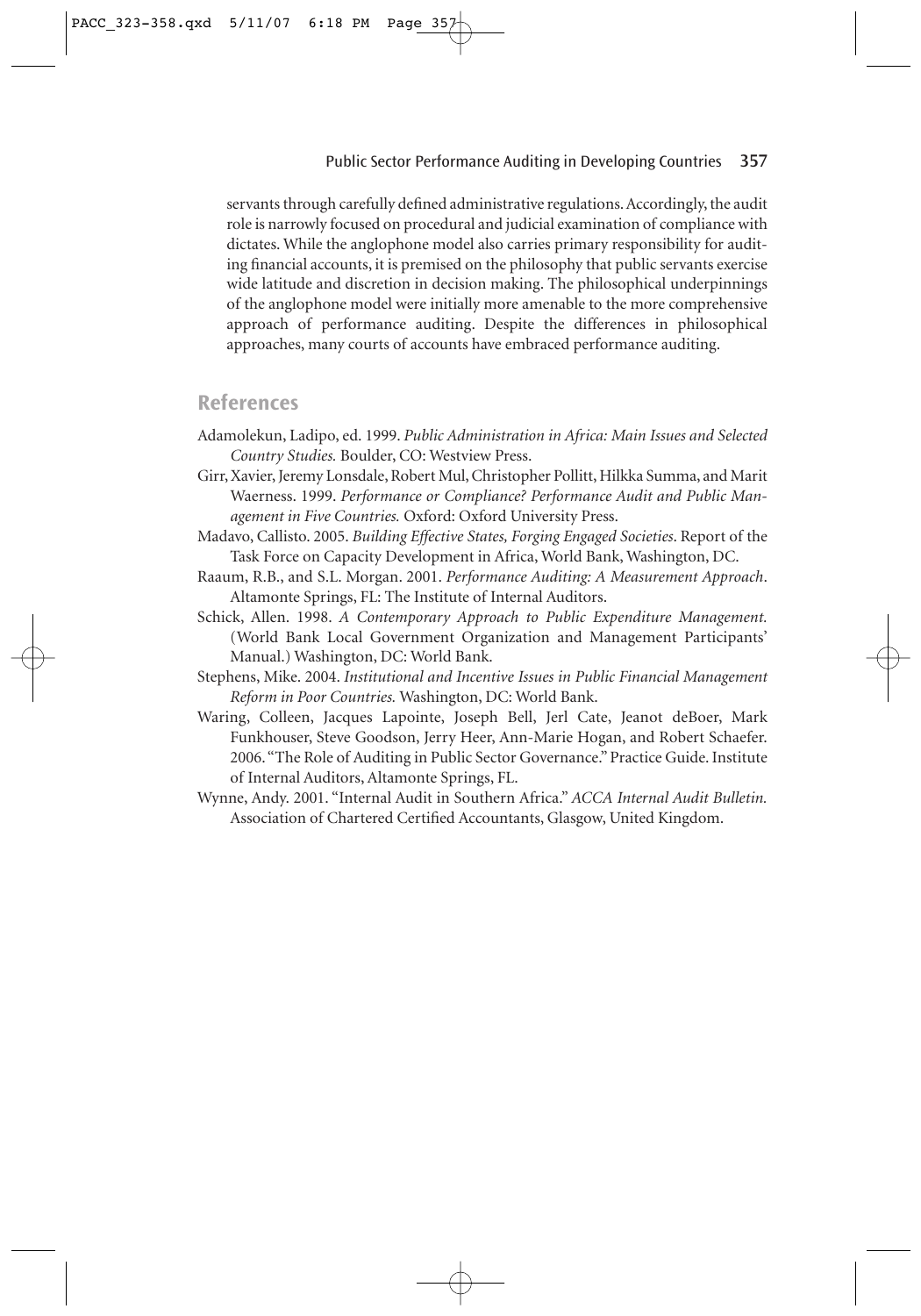servants through carefully defined administrative regulations. Accordingly, the audit role is narrowly focused on procedural and judicial examination of compliance with dictates. While the anglophone model also carries primary responsibility for auditing financial accounts, it is premised on the philosophy that public servants exercise wide latitude and discretion in decision making. The philosophical underpinnings of the anglophone model were initially more amenable to the more comprehensive approach of performance auditing. Despite the differences in philosophical approaches, many courts of accounts have embraced performance auditing.

## References

Adamolekun, Ladipo, ed. 1999. *Public Administration in Africa: Main Issues and Selected Country Studies.* Boulder, CO: Westview Press.

Girr, Xavier, Jeremy Lonsdale, Robert Mul, Christopher Pollitt, Hilkka Summa, and Marit Waerness. 1999. *Performance or Compliance? Performance Audit and Public Management in Five Countries.* Oxford: Oxford University Press.

Madavo, Callisto. 2005. *Building Effective States, Forging Engaged Societies*. Report of the Task Force on Capacity Development in Africa, World Bank, Washington, DC.

Raaum, R.B., and S.L. Morgan. 2001. *Performance Auditing: A Measurement Approach*. Altamonte Springs, FL: The Institute of Internal Auditors.

Schick, Allen. 1998. *A Contemporary Approach to Public Expenditure Management.* (World Bank Local Government Organization and Management Participants' Manual.) Washington, DC: World Bank.

Stephens, Mike. 2004. *Institutional and Incentive Issues in Public Financial Management Reform in Poor Countries.* Washington, DC: World Bank.

Waring, Colleen, Jacques Lapointe, Joseph Bell, Jerl Cate, Jeanot deBoer, Mark Funkhouser, Steve Goodson, Jerry Heer, Ann-Marie Hogan, and Robert Schaefer. 2006. "The Role of Auditing in Public Sector Governance." Practice Guide. Institute of Internal Auditors, Altamonte Springs, FL.

Wynne, Andy. 2001. "Internal Audit in Southern Africa." *ACCA Internal Audit Bulletin.* Association of Chartered Certified Accountants, Glasgow, United Kingdom.